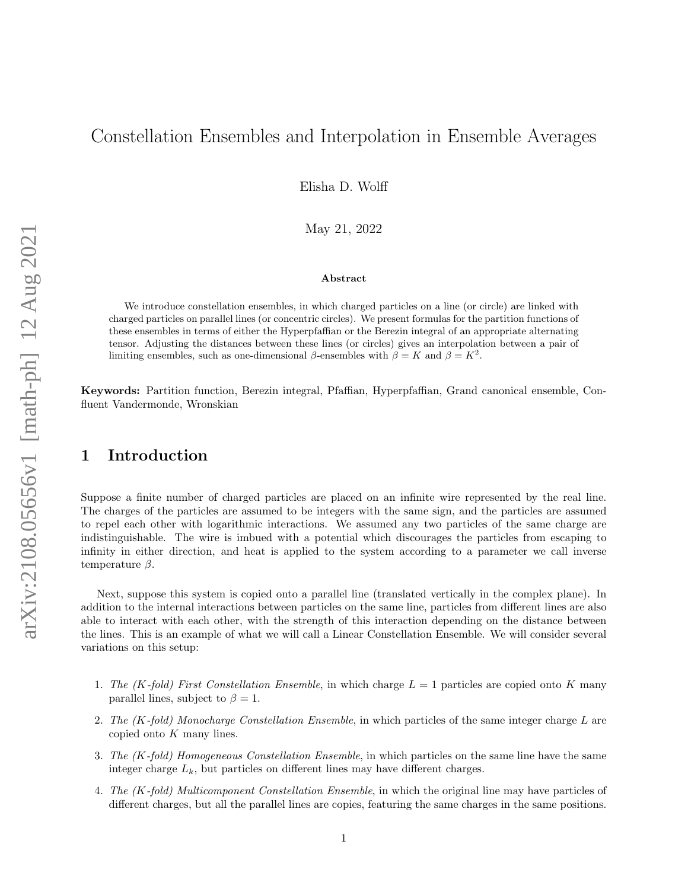# Constellation Ensembles and Interpolation in Ensemble Averages

Elisha D. Wolff

May 21, 2022

### Abstract

We introduce constellation ensembles, in which charged particles on a line (or circle) are linked with charged particles on parallel lines (or concentric circles). We present formulas for the partition functions of these ensembles in terms of either the Hyperpfaffian or the Berezin integral of an appropriate alternating tensor. Adjusting the distances between these lines (or circles) gives an interpolation between a pair of limiting ensembles, such as one-dimensional $\beta$-ensembles with $\beta = K$ and $\beta = K^2$.

**Keywords:** Partition function, Berezin integral, Pfaffian, Hyperpfaffian, Grand canonical ensemble, Confluent Vandermonde, Wronskian

## 1 Introduction

Suppose a finite number of charged particles are placed on an infinite wire represented by the real line. The charges of the particles are assumed to be integers with the same sign, and the particles are assumed to repel each other with logarithmic interactions. We assumed any two particles of the same charge are indistinguishable. The wire is imbued with a potential which discourages the particles from escaping to infinity in either direction, and heat is applied to the system according to a parameter we call inverse temperature $\beta$.

Next, suppose this system is copied onto a parallel line (translated vertically in the complex plane). In addition to the internal interactions between particles on the same line, particles from different lines are also able to interact with each other, with the strength of this interaction depending on the distance between the lines. This is an example of what we will call a Linear Constellation Ensemble. We will consider several variations on this setup:

1. *The (K-fold) First Constellation Ensemble*, in which charge $L = 1$ particles are copied onto $K$ many parallel lines, subject to $\beta = 1$.
2. *The (K-fold) Monocharge Constellation Ensemble*, in which particles of the same integer charge $L$ are copied onto $K$ many lines.
3. *The (K-fold) Homogeneous Constellation Ensemble*, in which particles on the same line have the same integer charge $L_k$, but particles on different lines may have different charges.
4. *The (K-fold) Multicomponent Constellation Ensemble*, in which the original line may have particles of different charges, but all the parallel lines are copies, featuring the same charges in the same positions.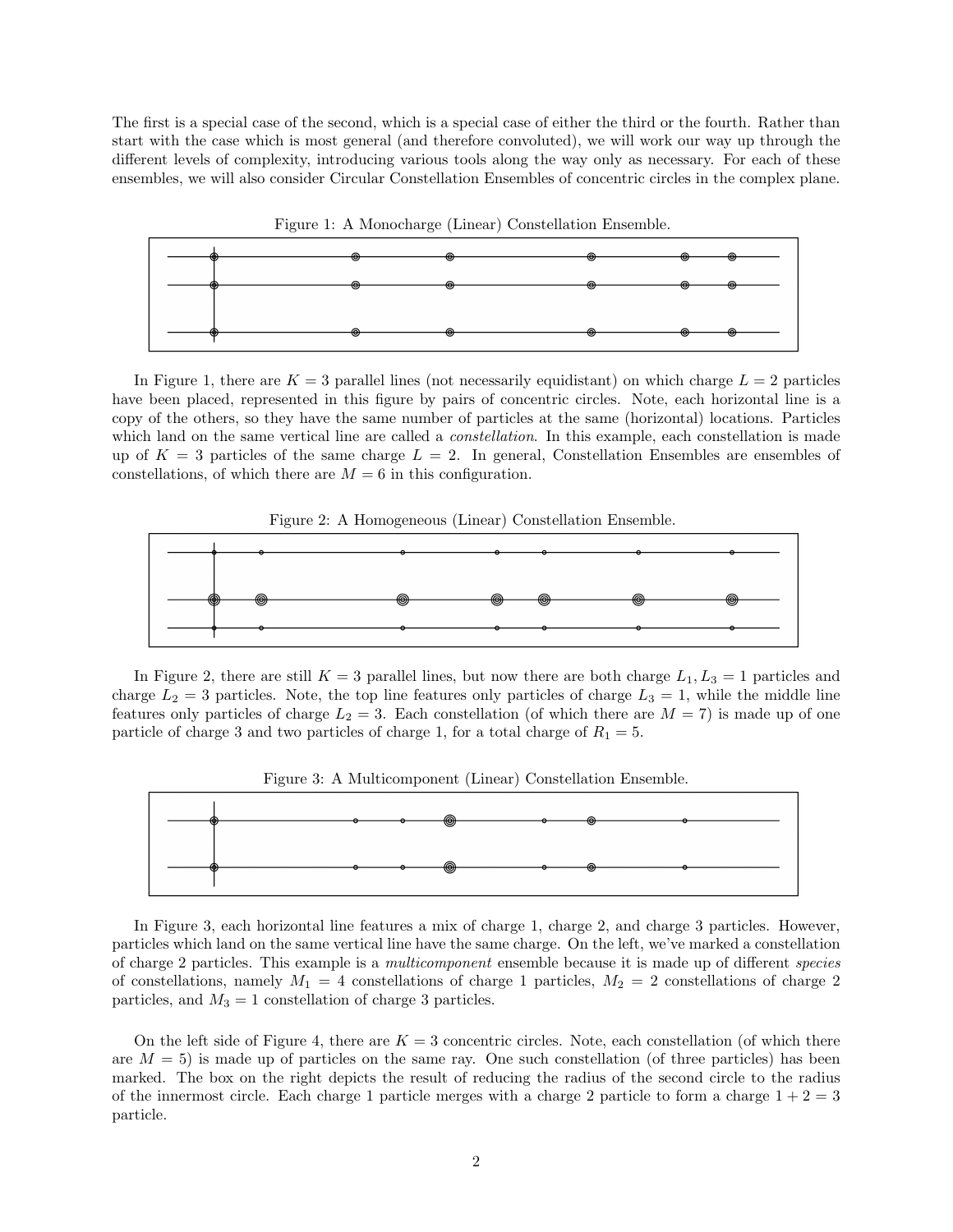The first is a special case of the second, which is a special case of either the third or the fourth. Rather than start with the case which is most general (and therefore convoluted), we will work our way up through the different levels of complexity, introducing various tools along the way only as necessary. For each of these ensembles, we will also consider Circular Constellation Ensembles of concentric circles in the complex plane.

Figure 1: A Monocharge (Linear) Constellation Ensemble.

In Figure 1, there are $K = 3$ parallel lines (not necessarily equidistant) on which charge $L = 2$ particles have been placed, represented in this figure by pairs of concentric circles. Note, each horizontal line is a copy of the others, so they have the same number of particles at the same (horizontal) locations. Particles which land on the same vertical line are called a *constellation*. In this example, each constellation is made up of $K = 3$ particles of the same charge $L = 2$. In general, Constellation Ensembles are ensembles of constellations, of which there are $M = 6$ in this configuration.

Figure 2: A Homogeneous (Linear) Constellation Ensemble.

In Figure 2, there are still $K = 3$ parallel lines, but now there are both charge $L_1, L_3 = 1$ particles and charge $L_2 = 3$ particles. Note, the top line features only particles of charge $L_3 = 1$, while the middle line features only particles of charge $L_2 = 3$. Each constellation (of which there are $M = 7$) is made up of one particle of charge 3 and two particles of charge 1, for a total charge of $R_1 = 5$.

Figure 3: A Multicomponent (Linear) Constellation Ensemble.

In Figure 3, each horizontal line features a mix of charge 1, charge 2, and charge 3 particles. However, particles which land on the same vertical line have the same charge. On the left, we've marked a constellation of charge 2 particles. This example is a *multicomponent* ensemble because it is made up of different *species* of constellations, namely $M_1 = 4$ constellations of charge 1 particles, $M_2 = 2$ constellations of charge 2 particles, and $M_3 = 1$ constellation of charge 3 particles.

On the left side of Figure 4, there are $K = 3$ concentric circles. Note, each constellation (of which there are $M = 5$) is made up of particles on the same ray. One such constellation (of three particles) has been marked. The box on the right depicts the result of reducing the radius of the second circle to the radius of the innermost circle. Each charge 1 particle merges with a charge 2 particle to form a charge $1 + 2 = 3$ particle.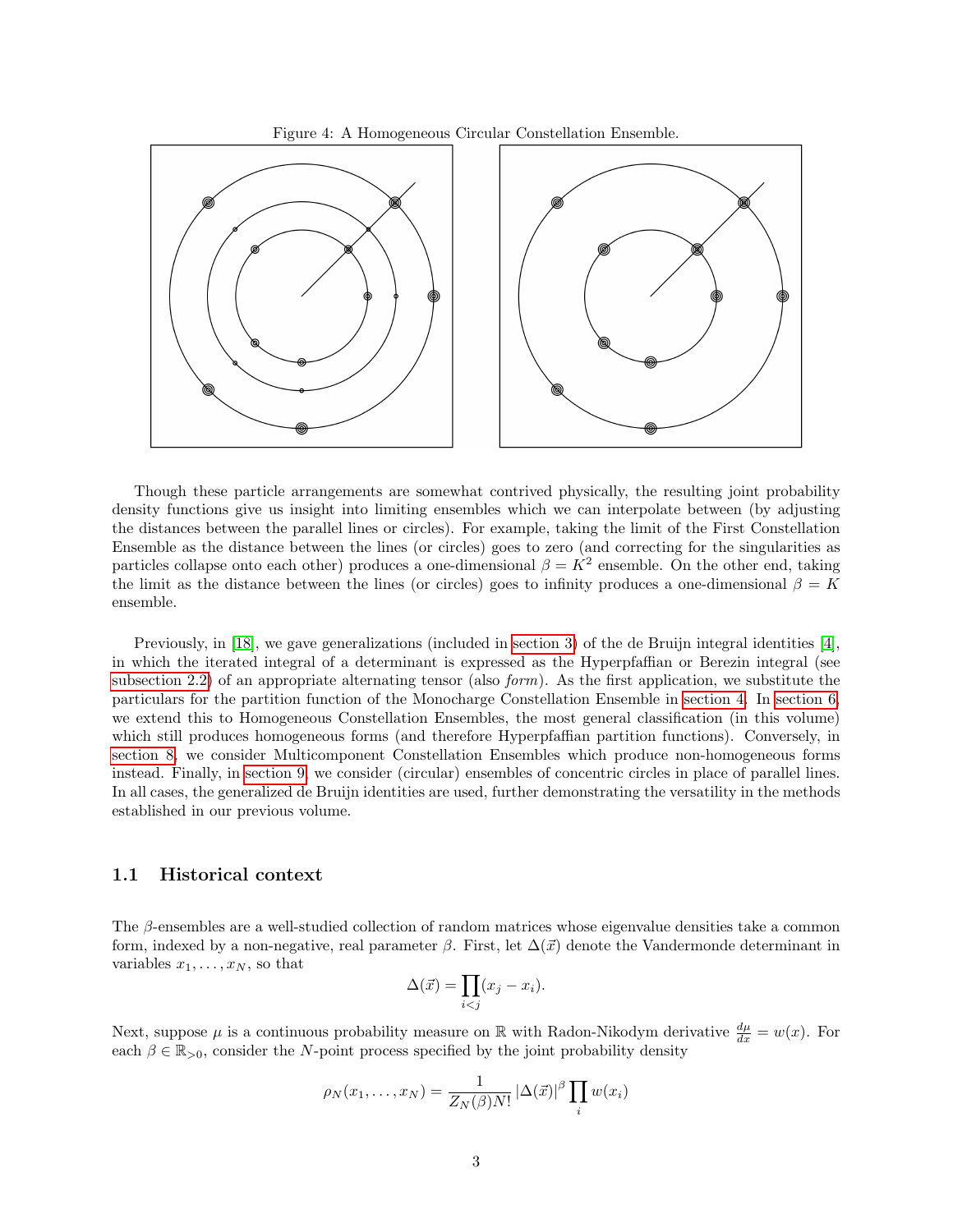Figure 4: A Homogeneous Circular Constellation Ensemble.

Though these particle arrangements are somewhat contrived physically, the resulting joint probability density functions give us insight into limiting ensembles which we can interpolate between (by adjusting the distances between the parallel lines or circles). For example, taking the limit of the First Constellation Ensemble as the distance between the lines (or circles) goes to zero (and correcting for the singularities as particles collapse onto each other) produces a one-dimensional $\beta = K^2$ ensemble. On the other end, taking the limit as the distance between the lines (or circles) goes to infinity produces a one-dimensional $\beta = K$ ensemble.

Previously, in [18], we gave generalizations (included in section 3) of the de Bruijn integral identities [4], in which the iterated integral of a determinant is expressed as the Hyperpfaffian or Berezin integral (see subsection 2.2) of an appropriate alternating tensor (also *form*). As the first application, we substitute the particulars for the partition function of the Monocharge Constellation Ensemble in section 4. In section 6, we extend this to Homogeneous Constellation Ensembles, the most general classification (in this volume) which still produces homogeneous forms (and therefore Hyperpfaffian partition functions). Conversely, in section 8, we consider Multicomponent Constellation Ensembles which produce non-homogeneous forms instead. Finally, in section 9, we consider (circular) ensembles of concentric circles in place of parallel lines. In all cases, the generalized de Bruijn identities are used, further demonstrating the versatility in the methods established in our previous volume.

## 1.1 Historical context

The $\beta$-ensembles are a well-studied collection of random matrices whose eigenvalue densities take a common form, indexed by a non-negative, real parameter $\beta$. First, let $\Delta(\vec{x})$ denote the Vandermonde determinant in variables $x_1, \dots, x_N$, so that

$$\Delta(\vec{x}) = \prod_{i<j} (x_j - x_i).$$

Next, suppose $\mu$ is a continuous probability measure on $\mathbb{R}$ with Radon-Nikodym derivative $\frac{d\mu}{dx} = w(x)$. For each $\beta \in \mathbb{R}_{>0}$, consider the $N$-point process specified by the joint probability density

$$\rho_N(x_1, \dots, x_N) = \frac{1}{Z_N(\beta) N!} |\Delta(\vec{x})|^\beta \prod_i w(x_i)$$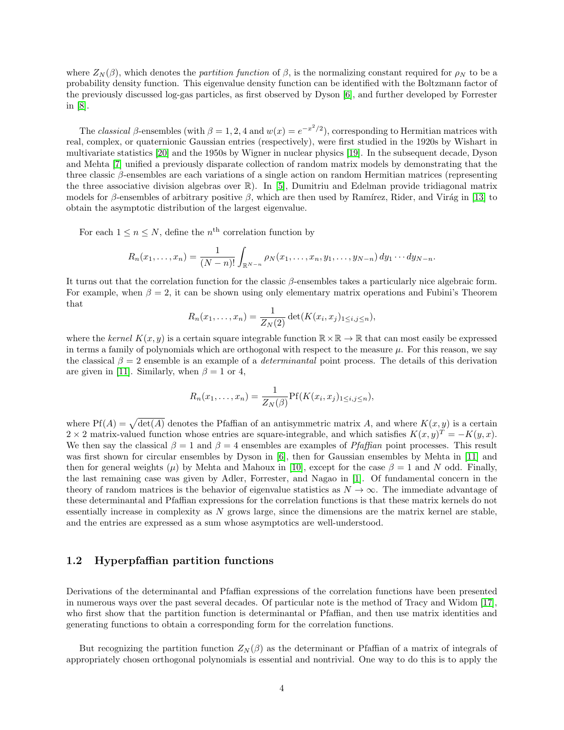where $Z_N(\beta)$, which denotes the *partition function* of $\beta$, is the normalizing constant required for $\rho_N$ to be a probability density function. This eigenvalue density function can be identified with the Boltzmann factor of the previously discussed log-gas particles, as first observed by Dyson [6], and further developed by Forrester in [8].

The *classical* $\beta$-ensembles (with $\beta = 1, 2, 4$ and $w(x) = e^{-x^2/2}$), corresponding to Hermitian matrices with real, complex, or quaternionic Gaussian entries (respectively), were first studied in the 1920s by Wishart in multivariate statistics [20] and the 1950s by Wigner in nuclear physics [19]. In the subsequent decade, Dyson and Mehta [7] unified a previously disparate collection of random matrix models by demonstrating that the three classic $\beta$-ensembles are each variations of a single action on random Hermitian matrices (representing the three associative division algebras over $\mathbb{R}$). In [5], Dumitriu and Edelman provide tridiagonal matrix models for $\beta$-ensembles of arbitrary positive $\beta$, which are then used by Ramírez, Rider, and Virág in [13] to obtain the asymptotic distribution of the largest eigenvalue.

For each $1 \leq n \leq N$, define the $n^{\text{th}}$ correlation function by

$$R_n(x_1, \ldots, x_n) = \frac{1}{(N-n)!} \int_{\mathbb{R}^{N-n}} \rho_N(x_1, \ldots, x_n, y_1, \ldots, y_{N-n})\, dy_1 \cdots dy_{N-n}.$$

It turns out that the correlation function for the classic $\beta$-ensembles takes a particularly nice algebraic form. For example, when $\beta = 2$, it can be shown using only elementary matrix operations and Fubini's Theorem that

$$R_n(x_1, \ldots, x_n) = \frac{1}{Z_N(2)} \det(K(x_i, x_j)_{1 \leq i,j \leq n}),$$

where the *kernel* $K(x, y)$ is a certain square integrable function $\mathbb{R} \times \mathbb{R} \to \mathbb{R}$ that can most easily be expressed in terms a family of polynomials which are orthogonal with respect to the measure $\mu$. For this reason, we say the classical $\beta = 2$ ensemble is an example of a *determinantal* point process. The details of this derivation are given in [11]. Similarly, when $\beta = 1$ or $4$,

$$R_n(x_1, \ldots, x_n) = \frac{1}{Z_N(\beta)} \text{Pf}(K(x_i, x_j)_{1 \leq i,j \leq n}),$$

where $\text{Pf}(A) = \sqrt{\det(A)}$ denotes the Pfaffian of an antisymmetric matrix $A$, and where $K(x, y)$ is a certain $2 \times 2$ matrix-valued function whose entries are square-integrable, and which satisfies $K(x, y)^T = -K(y, x)$. We then say the classical $\beta = 1$ and $\beta = 4$ ensembles are examples of *Pfaffian* point processes. This result was first shown for circular ensembles by Dyson in [6], then for Gaussian ensembles by Mehta in [11] and then for general weights ($\mu$) by Mehta and Mahoux in [10], except for the case $\beta = 1$ and $N$ odd. Finally, the last remaining case was given by Adler, Forrester, and Nagao in [1]. Of fundamental concern in the theory of random matrices is the behavior of eigenvalue statistics as $N \to \infty$. The immediate advantage of these determinantal and Pfaffian expressions for the correlation functions is that these matrix kernels do not essentially increase in complexity as $N$ grows large, since the dimensions are the matrix kernel are stable, and the entries are expressed as a sum whose asymptotics are well-understood.

## 1.2 Hyperpfaffian partition functions

Derivations of the determinantal and Pfaffian expressions of the correlation functions have been presented in numerous ways over the past several decades. Of particular note is the method of Tracy and Widom [17], who first show that the partition function is determinantal or Pfaffian, and then use matrix identities and generating functions to obtain a corresponding form for the correlation functions.

But recognizing the partition function $Z_N(\beta)$ as the determinant or Pfaffian of a matrix of integrals of appropriately chosen orthogonal polynomials is essential and nontrivial. One way to do this is to apply the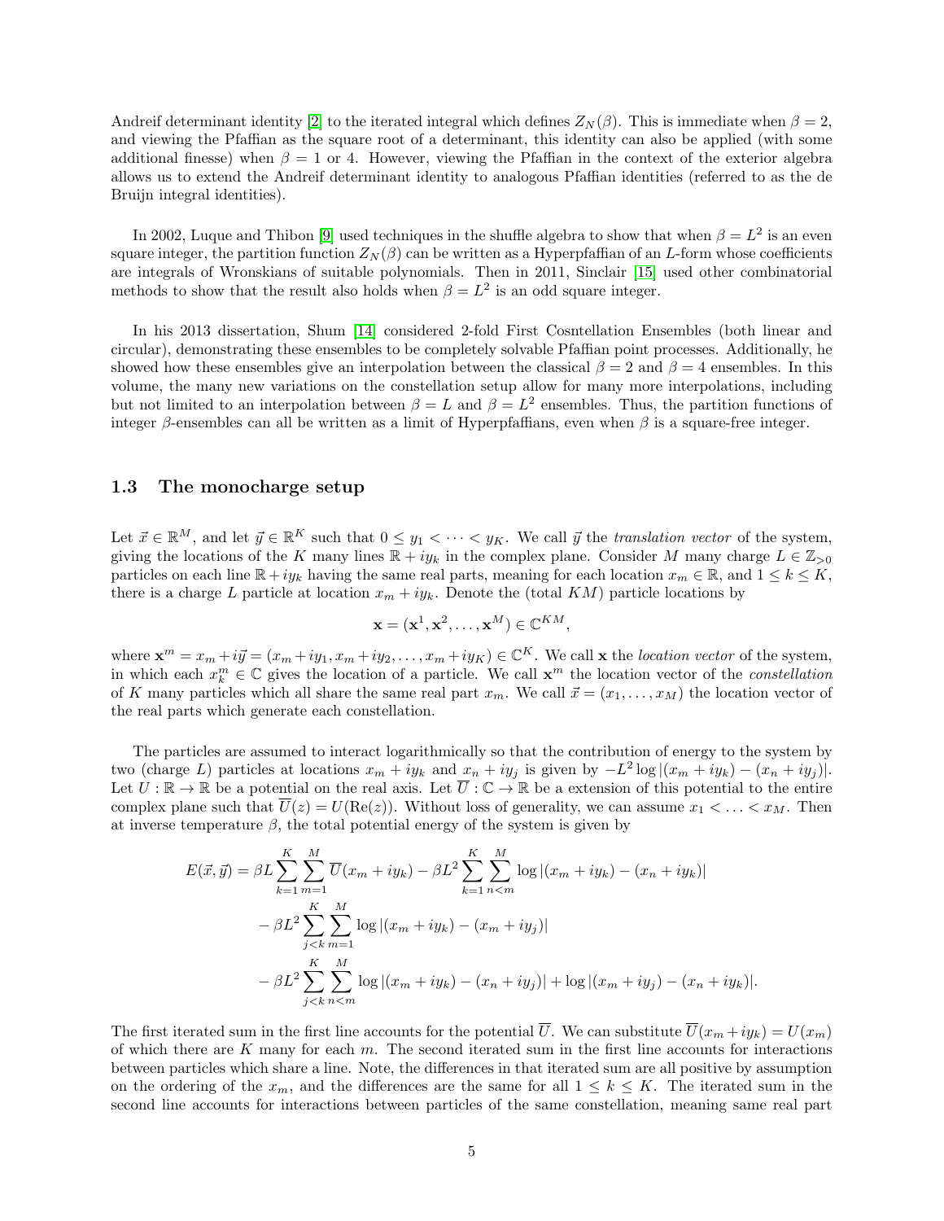Andreif determinant identity [2] to the iterated integral which defines $Z_N(\beta)$. This is immediate when $\beta = 2$, and viewing the Pfaffian as the square root of a determinant, this identity can also be applied (with some additional finesse) when $\beta = 1$ or 4. However, viewing the Pfaffian in the context of the exterior algebra allows us to extend the Andreif determinant identity to analogous Pfaffian identities (referred to as the de Bruijn integral identities).

In 2002, Luque and Thibon [9] used techniques in the shuffle algebra to show that when $\beta = L^2$ is an even square integer, the partition function $Z_N(\beta)$ can be written as a Hyperpfaffian of an $L$-form whose coefficients are integrals of Wronskians of suitable polynomials. Then in 2011, Sinclair [15] used other combinatorial methods to show that the result also holds when $\beta = L^2$ is an odd square integer.

In his 2013 dissertation, Shum [14] considered 2-fold First Cosntellation Ensembles (both linear and circular), demonstrating these ensembles to be completely solvable Pfaffian point processes. Additionally, he showed how these ensembles give an interpolation between the classical $\beta = 2$ and $\beta = 4$ ensembles. In this volume, the many new variations on the constellation setup allow for many more interpolations, including but not limited to an interpolation between $\beta = L$ and $\beta = L^2$ ensembles. Thus, the partition functions of integer $\beta$-ensembles can all be written as a limit of Hyperpfaffians, even when $\beta$ is a square-free integer.

### 1.3 The monocharge setup

Let $\vec{x} \in \mathbb{R}^M$, and let $\vec{y} \in \mathbb{R}^K$ such that $0 \le y_1 < \cdots < y_K$. We call $\vec{y}$ the *translation vector* of the system, giving the locations of the $K$ many lines $\mathbb{R} + iy_k$ in the complex plane. Consider $M$ many charge $L \in \mathbb{Z}_{>0}$ particles on each line $\mathbb{R} + iy_k$ having the same real parts, meaning for each location $x_m \in \mathbb{R}$, and $1 \le k \le K$, there is a charge $L$ particle at location $x_m + iy_k$. Denote the (total $KM$) particle locations by

$$\mathbf{x} = (\mathbf{x}^1, \mathbf{x}^2, \ldots, \mathbf{x}^M) \in \mathbb{C}^{KM},$$

where $\mathbf{x}^m = x_m + i\vec{y} = (x_m + iy_1, x_m + iy_2, \ldots, x_m + iy_K) \in \mathbb{C}^K$. We call $\mathbf{x}$ the *location vector* of the system, in which each $x_k^m \in \mathbb{C}$ gives the location of a particle. We call $\mathbf{x}^m$ the location vector of the *constellation* of $K$ many particles which all share the same real part $x_m$. We call $\vec{x} = (x_1, \ldots, x_M)$ the location vector of the real parts which generate each constellation.

The particles are assumed to interact logarithmically so that the contribution of energy to the system by two (charge $L$) particles at locations $x_m + iy_k$ and $x_n + iy_j$ is given by $-L^2 \log |(x_m + iy_k) - (x_n + iy_j)|$. Let $U : \mathbb{R} \to \mathbb{R}$ be a potential on the real axis. Let $\overline{U} : \mathbb{C} \to \mathbb{R}$ be a extension of this potential to the entire complex plane such that $\overline{U}(z) = U(\mathrm{Re}(z))$. Without loss of generality, we can assume $x_1 < \ldots < x_M$. Then at inverse temperature $\beta$, the total potential energy of the system is given by

$$\begin{aligned}
E(\vec{x}, \vec{y}) = \beta L \sum_{k=1}^{K} \sum_{m=1}^{M} \overline{U}(x_m + iy_k) &- \beta L^2 \sum_{k=1}^{K} \sum_{n<m}^{M} \log |(x_m + iy_k) - (x_n + iy_k)| \\
&- \beta L^2 \sum_{j<k}^{K} \sum_{m=1}^{M} \log |(x_m + iy_k) - (x_m + iy_j)| \\
&- \beta L^2 \sum_{j<k}^{K} \sum_{n<m}^{M} \log |(x_m + iy_k) - (x_n + iy_j)| + \log |(x_m + iy_j) - (x_n + iy_k)|.
\end{aligned}$$

The first iterated sum in the first line accounts for the potential $\overline{U}$. We can substitute $\overline{U}(x_m + iy_k) = U(x_m)$ of which there are $K$ many for each $m$. The second iterated sum in the first line accounts for interactions between particles which share a line. Note, the differences in that iterated sum are all positive by assumption on the ordering of the $x_m$, and the differences are the same for all $1 \le k \le K$. The iterated sum in the second line accounts for interactions between particles of the same constellation, meaning same real part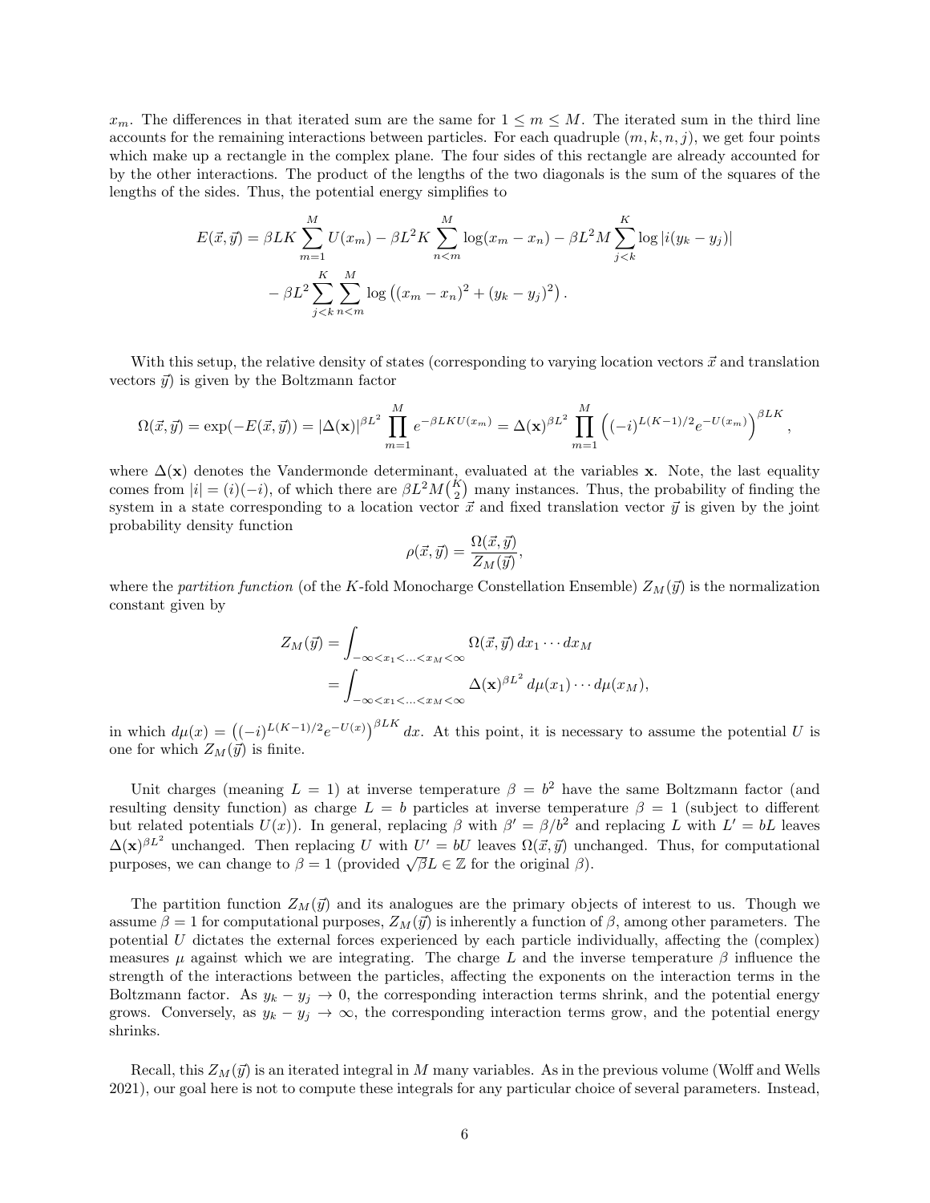$x_m$. The differences in that iterated sum are the same for $1 \leq m \leq M$. The iterated sum in the third line accounts for the remaining interactions between particles. For each quadruple $(m, k, n, j)$, we get four points which make up a rectangle in the complex plane. The four sides of this rectangle are already accounted for by the other interactions. The product of the lengths of the two diagonals is the sum of the squares of the lengths of the sides. Thus, the potential energy simplifies to

$$E(\vec{x}, \vec{y}) = \beta L K \sum_{m=1}^{M} U(x_m) - \beta L^2 K \sum_{n<m}^{M} \log(x_m - x_n) - \beta L^2 M \sum_{j<k}^{K} \log |i(y_k - y_j)|$$
$$- \beta L^2 \sum_{j<k}^{K} \sum_{n<m}^{M} \log \left( (x_m - x_n)^2 + (y_k - y_j)^2 \right).$$

With this setup, the relative density of states (corresponding to varying location vectors $\vec{x}$ and translation vectors $\vec{y}$) is given by the Boltzmann factor

$$\Omega(\vec{x}, \vec{y}) = \exp(-E(\vec{x}, \vec{y})) = |\Delta(\mathbf{x})|^{\beta L^2} \prod_{m=1}^{M} e^{-\beta L K U(x_m)} = \Delta(\mathbf{x})^{\beta L^2} \prod_{m=1}^{M} \left( (-i)^{L(K-1)/2} e^{-U(x_m)} \right)^{\beta L K},$$

where $\Delta(\mathbf{x})$ denotes the Vandermonde determinant, evaluated at the variables $\mathbf{x}$. Note, the last equality comes from $|i| = (i)(-i)$, of which there are $\beta L^2 M \binom{K}{2}$ many instances. Thus, the probability of finding the system in a state corresponding to a location vector $\vec{x}$ and fixed translation vector $\vec{y}$ is given by the joint probability density function

$$\rho(\vec{x}, \vec{y}) = \frac{\Omega(\vec{x}, \vec{y})}{Z_M(\vec{y})},$$

where the *partition function* (of the $K$-fold Monocharge Constellation Ensemble) $Z_M(\vec{y})$ is the normalization constant given by

$$Z_M(\vec{y}) = \int_{-\infty < x_1 < \ldots < x_M < \infty} \Omega(\vec{x}, \vec{y}) \, dx_1 \cdots dx_M$$
$$= \int_{-\infty < x_1 < \ldots < x_M < \infty} \Delta(\mathbf{x})^{\beta L^2} \, d\mu(x_1) \cdots d\mu(x_M),$$

in which $d\mu(x) = \left( (-i)^{L(K-1)/2} e^{-U(x)} \right)^{\beta L K} dx$. At this point, it is necessary to assume the potential $U$ is one for which $Z_M(\vec{y})$ is finite.

Unit charges (meaning $L = 1$) at inverse temperature $\beta = b^2$ have the same Boltzmann factor (and resulting density function) as charge $L = b$ particles at inverse temperature $\beta = 1$ (subject to different but related potentials $U(x)$). In general, replacing $\beta$ with $\beta' = \beta / b^2$ and replacing $L$ with $L' = bL$ leaves $\Delta(\mathbf{x})^{\beta L^2}$ unchanged. Then replacing $U$ with $U' = bU$ leaves $\Omega(\vec{x}, \vec{y})$ unchanged. Thus, for computational purposes, we can change to $\beta = 1$ (provided $\sqrt{\beta} L \in \mathbb{Z}$ for the original $\beta$).

The partition function $Z_M(\vec{y})$ and its analogues are the primary objects of interest to us. Though we assume $\beta = 1$ for computational purposes, $Z_M(\vec{y})$ is inherently a function of $\beta$, among other parameters. The potential $U$ dictates the external forces experienced by each particle individually, affecting the (complex) measures $\mu$ against which we are integrating. The charge $L$ and the inverse temperature $\beta$ influence the strength of the interactions between the particles, affecting the exponents on the interaction terms in the Boltzmann factor. As $y_k - y_j \to 0$, the corresponding interaction terms shrink, and the potential energy grows. Conversely, as $y_k - y_j \to \infty$, the corresponding interaction terms grow, and the potential energy shrinks.

Recall, this $Z_M(\vec{y})$ is an iterated integral in $M$ many variables. As in the previous volume (Wolff and Wells 2021), our goal here is not to compute these integrals for any particular choice of several parameters. Instead,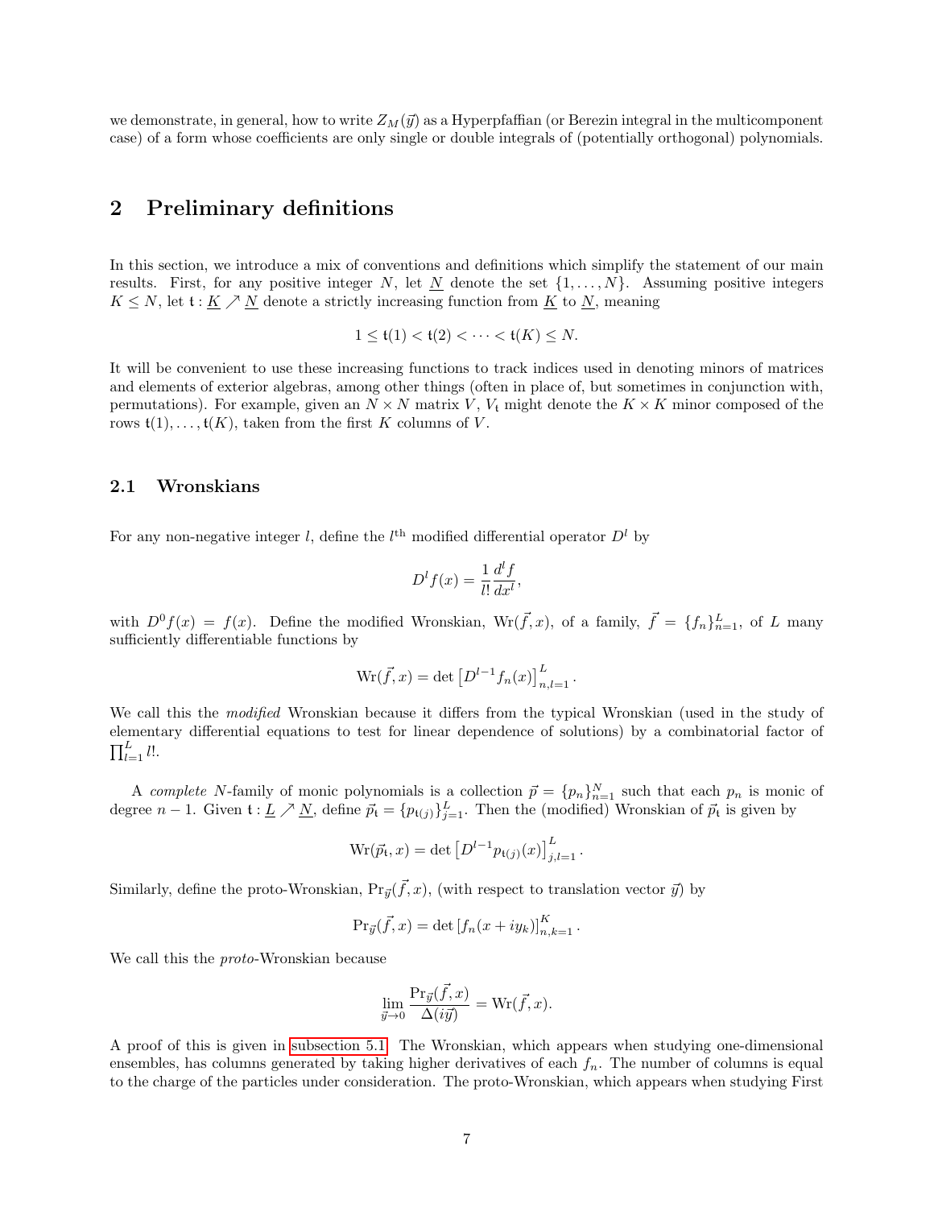we demonstrate, in general, how to write $Z_M(\vec{y})$ as a Hyperpfaffian (or Berezin integral in the multicomponent case) of a form whose coefficients are only single or double integrals of (potentially orthogonal) polynomials.

## 2 Preliminary definitions

In this section, we introduce a mix of conventions and definitions which simplify the statement of our main results. First, for any positive integer $N$, let $\underline{N}$ denote the set $\{1, \ldots, N\}$. Assuming positive integers $K \leq N$, let $\mathfrak{t} : \underline{K} \nearrow \underline{N}$ denote a strictly increasing function from $\underline{K}$ to $\underline{N}$, meaning

$$1 \leq \mathfrak{t}(1) < \mathfrak{t}(2) < \cdots < \mathfrak{t}(K) \leq N.$$

It will be convenient to use these increasing functions to track indices used in denoting minors of matrices and elements of exterior algebras, among other things (often in place of, but sometimes in conjunction with, permutations). For example, given an $N \times N$ matrix $V$, $V_{\mathfrak{t}}$ might denote the $K \times K$ minor composed of the rows $\mathfrak{t}(1), \ldots, \mathfrak{t}(K)$, taken from the first $K$ columns of $V$.

### 2.1 Wronskians

For any non-negative integer $l$, define the $l^{\text{th}}$ modified differential operator $D^l$ by

$$D^l f(x) = \frac{1}{l!} \frac{d^l f}{dx^l},$$

with $D^0 f(x) = f(x)$. Define the modified Wronskian, $\mathrm{Wr}(\vec{f}, x)$, of a family, $\vec{f} = \{f_n\}_{n=1}^L$, of $L$ many sufficiently differentiable functions by

$$\mathrm{Wr}(\vec{f}, x) = \det \left[ D^{l-1} f_n(x) \right]_{n,l=1}^L.$$

We call this the *modified* Wronskian because it differs from the typical Wronskian (used in the study of elementary differential equations to test for linear dependence of solutions) by a combinatorial factor of $\prod_{l=1}^L l!$.

A *complete* $N$-family of monic polynomials is a collection $\vec{p} = \{p_n\}_{n=1}^N$ such that each $p_n$ is monic of degree $n-1$. Given $\mathfrak{t} : \underline{L} \nearrow \underline{N}$, define $\vec{p}_{\mathfrak{t}} = \{p_{\mathfrak{t}(j)}\}_{j=1}^L$. Then the (modified) Wronskian of $\vec{p}_{\mathfrak{t}}$ is given by

$$\mathrm{Wr}(\vec{p}_{\mathfrak{t}}, x) = \det \left[ D^{l-1} p_{\mathfrak{t}(j)}(x) \right]_{j,l=1}^L.$$

Similarly, define the proto-Wronskian, $\mathrm{Pr}_{\vec{y}}(\vec{f}, x)$, (with respect to translation vector $\vec{y}$) by

$$\mathrm{Pr}_{\vec{y}}(\vec{f}, x) = \det \left[ f_n(x + iy_k) \right]_{n,k=1}^K.$$

We call this the *proto*-Wronskian because

$$\lim_{\vec{y} \to 0} \frac{\mathrm{Pr}_{\vec{y}}(\vec{f}, x)}{\Delta(i\vec{y})} = \mathrm{Wr}(\vec{f}, x).$$

A proof of this is given in subsection 5.1. The Wronskian, which appears when studying one-dimensional ensembles, has columns generated by taking higher derivatives of each $f_n$. The number of columns is equal to the charge of the particles under consideration. The proto-Wronskian, which appears when studying First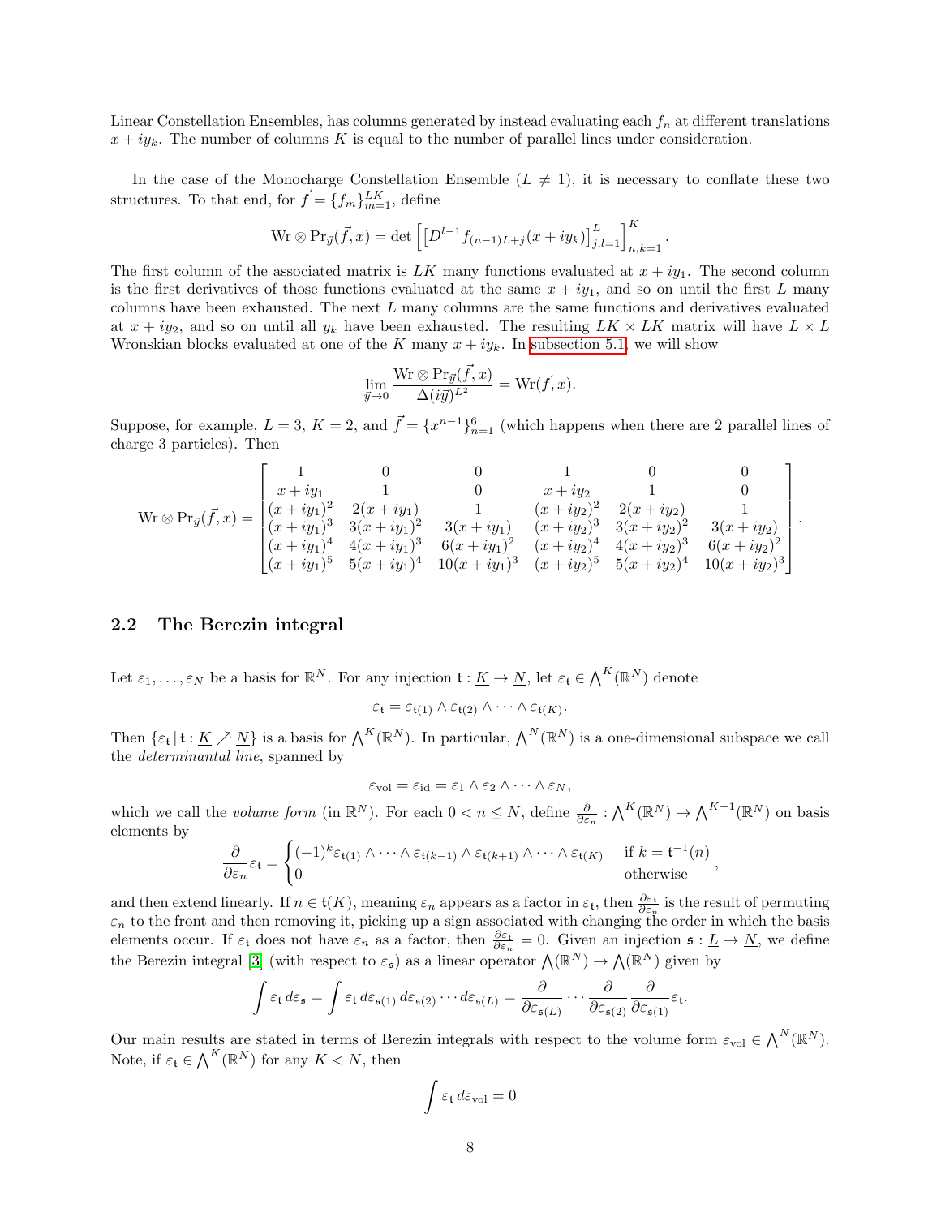Linear Constellation Ensembles, has columns generated by instead evaluating each $f_n$ at different translations $x + iy_k$. The number of columns $K$ is equal to the number of parallel lines under consideration.

In the case of the Monocharge Constellation Ensemble ($L \neq 1$), it is necessary to conflate these two structures. To that end, for $\vec{f} = \{f_m\}_{m=1}^{LK}$, define

$$\mathrm{Wr} \otimes \mathrm{Pr}_{\vec{y}}(\vec{f}, x) = \det \left[ \left[ D^{l-1} f_{(n-1)L+j}(x + iy_k) \right]_{j,l=1}^{L} \right]_{n,k=1}^{K}.$$

The first column of the associated matrix is $LK$ many functions evaluated at $x + iy_1$. The second column is the first derivatives of those functions evaluated at the same $x + iy_1$, and so on until the first $L$ many columns have been exhausted. The next $L$ many columns are the same functions and derivatives evaluated at $x + iy_2$, and so on until all $y_k$ have been exhausted. The resulting $LK \times LK$ matrix will have $L \times L$ Wronskian blocks evaluated at one of the $K$ many $x + iy_k$. In subsection 5.1, we will show

$$\lim_{\vec{y} \to 0} \frac{\mathrm{Wr} \otimes \mathrm{Pr}_{\vec{y}}(\vec{f}, x)}{\Delta(i\vec{y})^{L^2}} = \mathrm{Wr}(\vec{f}, x).$$

Suppose, for example, $L = 3$, $K = 2$, and $\vec{f} = \{x^{n-1}\}_{n=1}^{6}$ (which happens when there are 2 parallel lines of charge 3 particles). Then

$$\mathrm{Wr} \otimes \mathrm{Pr}_{\vec{y}}(\vec{f}, x) = \begin{bmatrix} 1 & 0 & 0 & 1 & 0 & 0 \\ x + iy_1 & 1 & 0 & x + iy_2 & 1 & 0 \\ (x+iy_1)^2 & 2(x+iy_1) & 1 & (x+iy_2)^2 & 2(x+iy_2) & 1 \\ (x+iy_1)^3 & 3(x+iy_1)^2 & 3(x+iy_1) & (x+iy_2)^3 & 3(x+iy_2)^2 & 3(x+iy_2) \\ (x+iy_1)^4 & 4(x+iy_1)^3 & 6(x+iy_1)^2 & (x+iy_2)^4 & 4(x+iy_2)^3 & 6(x+iy_2)^2 \\ (x+iy_1)^5 & 5(x+iy_1)^4 & 10(x+iy_1)^3 & (x+iy_2)^5 & 5(x+iy_2)^4 & 10(x+iy_2)^3 \end{bmatrix}.$$

### 2.2 The Berezin integral

Let $\varepsilon_1, \ldots, \varepsilon_N$ be a basis for $\mathbb{R}^N$. For any injection $\mathfrak{t} : \underline{K} \to \underline{N}$, let $\varepsilon_{\mathfrak{t}} \in \bigwedge^K(\mathbb{R}^N)$ denote

$$\varepsilon_{\mathfrak{t}} = \varepsilon_{\mathfrak{t}(1)} \wedge \varepsilon_{\mathfrak{t}(2)} \wedge \cdots \wedge \varepsilon_{\mathfrak{t}(K)}.$$

Then $\{\varepsilon_{\mathfrak{t}} \,|\, \mathfrak{t} : \underline{K} \nearrow \underline{N}\}$ is a basis for $\bigwedge^K(\mathbb{R}^N)$. In particular, $\bigwedge^N(\mathbb{R}^N)$ is a one-dimensional subspace we call the *determinantal line*, spanned by

$$\varepsilon_{\mathrm{vol}} = \varepsilon_{\mathrm{id}} = \varepsilon_1 \wedge \varepsilon_2 \wedge \cdots \wedge \varepsilon_N,$$

which we call the *volume form* (in $\mathbb{R}^N$). For each $0 < n \leq N$, define $\frac{\partial}{\partial \varepsilon_n} : \bigwedge^K(\mathbb{R}^N) \to \bigwedge^{K-1}(\mathbb{R}^N)$ on basis elements by

$$\frac{\partial}{\partial \varepsilon_n} \varepsilon_{\mathfrak{t}} = \begin{cases} (-1)^k \varepsilon_{\mathfrak{t}(1)} \wedge \cdots \wedge \varepsilon_{\mathfrak{t}(k-1)} \wedge \varepsilon_{\mathfrak{t}(k+1)} \wedge \cdots \wedge \varepsilon_{\mathfrak{t}(K)} & \text{if } k = \mathfrak{t}^{-1}(n) \\ 0 & \text{otherwise} \end{cases},$$

and then extend linearly. If $n \in \mathfrak{t}(\underline{K})$, meaning $\varepsilon_n$ appears as a factor in $\varepsilon_{\mathfrak{t}}$, then $\frac{\partial \varepsilon_{\mathfrak{t}}}{\partial \varepsilon_n}$ is the result of permuting $\varepsilon_n$ to the front and then removing it, picking up a sign associated with changing the order in which the basis elements occur. If $\varepsilon_{\mathfrak{t}}$ does not have $\varepsilon_n$ as a factor, then $\frac{\partial \varepsilon_{\mathfrak{t}}}{\partial \varepsilon_n} = 0$. Given an injection $\mathfrak{s} : \underline{L} \to \underline{N}$, we define the Berezin integral [3] (with respect to $\varepsilon_{\mathfrak{s}}$) as a linear operator $\bigwedge(\mathbb{R}^N) \to \bigwedge(\mathbb{R}^N)$ given by

$$\int \varepsilon_{\mathfrak{t}} \, d\varepsilon_{\mathfrak{s}} = \int \varepsilon_{\mathfrak{t}} \, d\varepsilon_{\mathfrak{s}(1)} \, d\varepsilon_{\mathfrak{s}(2)} \cdots d\varepsilon_{\mathfrak{s}(L)} = \frac{\partial}{\partial \varepsilon_{\mathfrak{s}(L)}} \cdots \frac{\partial}{\partial \varepsilon_{\mathfrak{s}(2)}} \frac{\partial}{\partial \varepsilon_{\mathfrak{s}(1)}} \varepsilon_{\mathfrak{t}}.$$

Our main results are stated in terms of Berezin integrals with respect to the volume form $\varepsilon_{\mathrm{vol}} \in \bigwedge^N(\mathbb{R}^N)$. Note, if $\varepsilon_{\mathfrak{t}} \in \bigwedge^K(\mathbb{R}^N)$ for any $K < N$, then

$$\int \varepsilon_{\mathfrak{t}} \, d\varepsilon_{\mathrm{vol}} = 0$$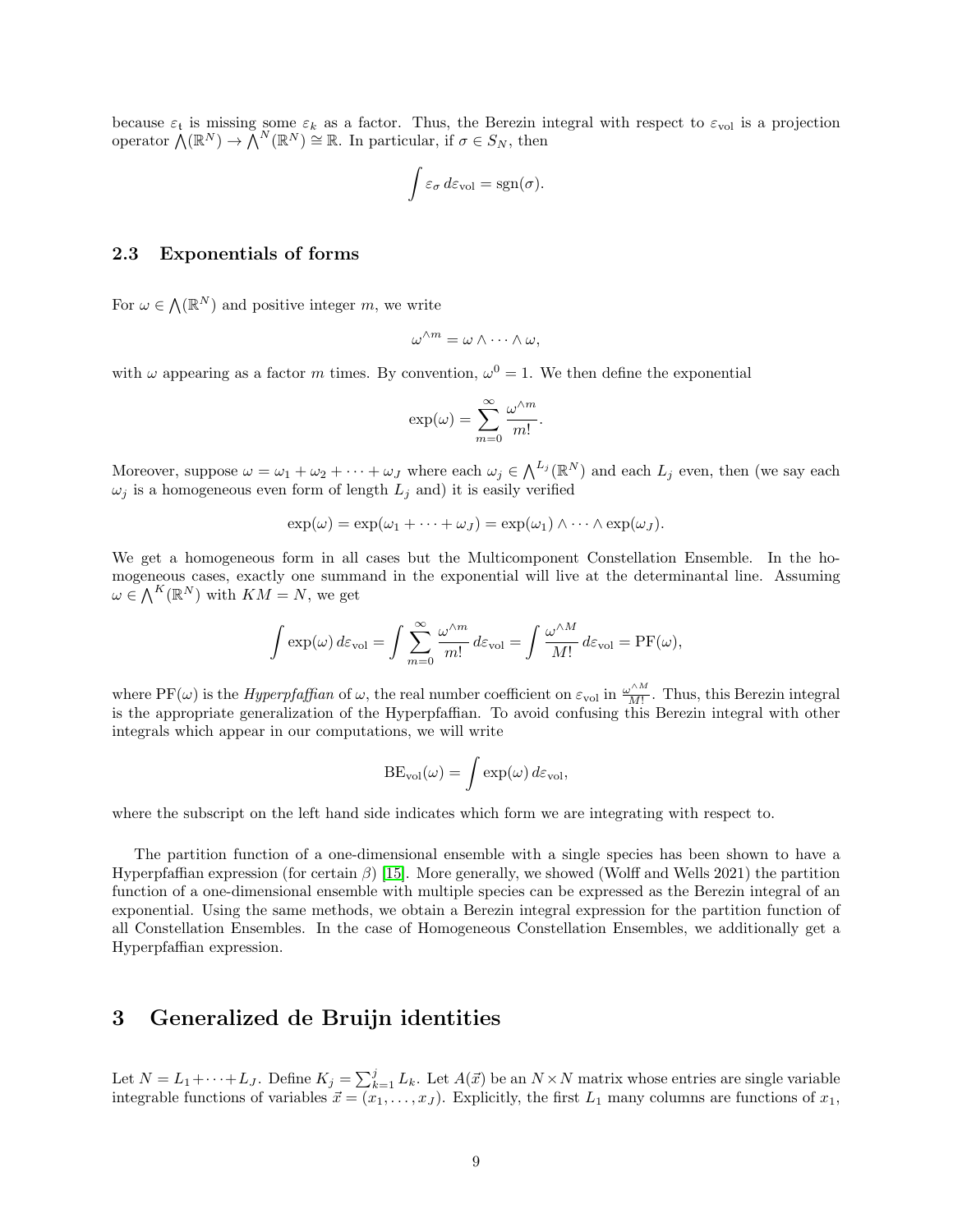because $\varepsilon_{\mathfrak{t}}$ is missing some $\varepsilon_k$ as a factor. Thus, the Berezin integral with respect to $\varepsilon_{\mathrm{vol}}$ is a projection operator $\bigwedge(\mathbb{R}^N) \to \bigwedge^N(\mathbb{R}^N) \cong \mathbb{R}$. In particular, if $\sigma \in S_N$, then

$$\int \varepsilon_\sigma \, d\varepsilon_{\mathrm{vol}} = \mathrm{sgn}(\sigma).$$

## 2.3 Exponentials of forms

For $\omega \in \bigwedge(\mathbb{R}^N)$ and positive integer $m$, we write

$$\omega^{\wedge m} = \omega \wedge \cdots \wedge \omega,$$

with $\omega$ appearing as a factor $m$ times. By convention, $\omega^0 = 1$. We then define the exponential

$$\exp(\omega) = \sum_{m=0}^{\infty} \frac{\omega^{\wedge m}}{m!}.$$

Moreover, suppose $\omega = \omega_1 + \omega_2 + \cdots + \omega_J$ where each $\omega_j \in \bigwedge^{L_j}(\mathbb{R}^N)$ and each $L_j$ even, then (we say each $\omega_j$ is a homogeneous even form of length $L_j$ and) it is easily verified

$$\exp(\omega) = \exp(\omega_1 + \cdots + \omega_J) = \exp(\omega_1) \wedge \cdots \wedge \exp(\omega_J).$$

We get a homogeneous form in all cases but the Multicomponent Constellation Ensemble. In the homogeneous cases, exactly one summand in the exponential will live at the determinantal line. Assuming $\omega \in \bigwedge^K(\mathbb{R}^N)$ with $KM = N$, we get

$$\int \exp(\omega) \, d\varepsilon_{\mathrm{vol}} = \int \sum_{m=0}^{\infty} \frac{\omega^{\wedge m}}{m!} \, d\varepsilon_{\mathrm{vol}} = \int \frac{\omega^{\wedge M}}{M!} \, d\varepsilon_{\mathrm{vol}} = \mathrm{PF}(\omega),$$

where $\mathrm{PF}(\omega)$ is the *Hyperpfaffian* of $\omega$, the real number coefficient on $\varepsilon_{\mathrm{vol}}$ in $\frac{\omega^{\wedge M}}{M!}$. Thus, this Berezin integral is the appropriate generalization of the Hyperpfaffian. To avoid confusing this Berezin integral with other integrals which appear in our computations, we will write

$$\mathrm{BE}_{\mathrm{vol}}(\omega) = \int \exp(\omega) \, d\varepsilon_{\mathrm{vol}},$$

where the subscript on the left hand side indicates which form we are integrating with respect to.

The partition function of a one-dimensional ensemble with a single species has been shown to have a Hyperpfaffian expression (for certain $\beta$) [15]. More generally, we showed (Wolff and Wells 2021) the partition function of a one-dimensional ensemble with multiple species can be expressed as the Berezin integral of an exponential. Using the same methods, we obtain a Berezin integral expression for the partition function of all Constellation Ensembles. In the case of Homogeneous Constellation Ensembles, we additionally get a Hyperpfaffian expression.

# 3 Generalized de Bruijn identities

Let $N = L_1 + \cdots + L_J$. Define $K_j = \sum_{k=1}^{j} L_k$. Let $A(\vec{x})$ be an $N \times N$ matrix whose entries are single variable integrable functions of variables $\vec{x} = (x_1, \ldots, x_J)$. Explicitly, the first $L_1$ many columns are functions of $x_1$,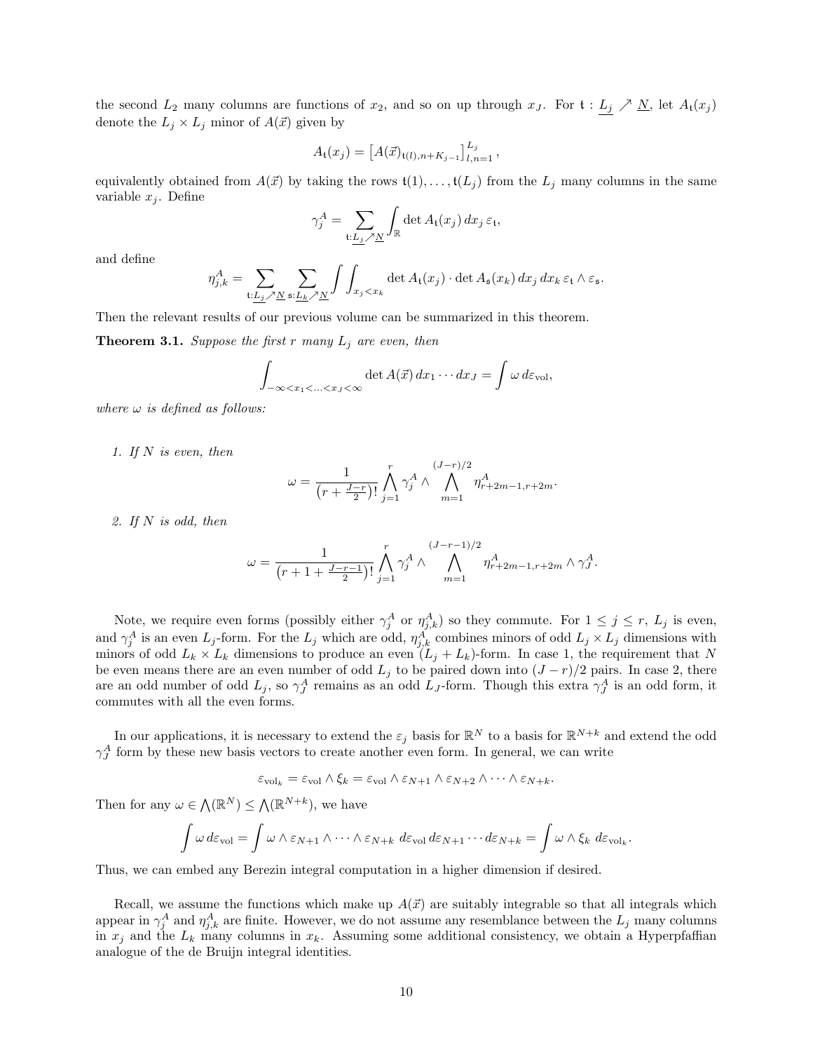the second $L_2$ many columns are functions of $x_2$, and so on up through $x_J$. For $\mathfrak{t} : \underline{L_j} \nearrow \underline{N}$, let $A_{\mathfrak{t}}(x_j)$ denote the $L_j \times L_j$ minor of $A(\vec{x})$ given by

$$A_{\mathfrak{t}}(x_j) = \left[A(\vec{x})_{\mathfrak{t}(l), n+K_{j-1}}\right]_{l,n=1}^{L_j},$$

equivalently obtained from $A(\vec{x})$ by taking the rows $\mathfrak{t}(1), \ldots, \mathfrak{t}(L_j)$ from the $L_j$ many columns in the same variable $x_j$. Define

$$\gamma_j^A = \sum_{\mathfrak{t}:\underline{L_j}\nearrow\underline{N}} \int_{\mathbb{R}} \det A_{\mathfrak{t}}(x_j)\, dx_j\, \varepsilon_{\mathfrak{t}},$$

and define

$$\eta_{j,k}^A = \sum_{\mathfrak{t}:\underline{L_j}\nearrow\underline{N}} \sum_{\mathfrak{s}:\underline{L_k}\nearrow\underline{N}} \int\int_{x_j<x_k} \det A_{\mathfrak{t}}(x_j) \cdot \det A_{\mathfrak{s}}(x_k)\, dx_j\, dx_k\, \varepsilon_{\mathfrak{t}} \wedge \varepsilon_{\mathfrak{s}}.$$

Then the relevant results of our previous volume can be summarized in this theorem.

**Theorem 3.1.** *Suppose the first $r$ many $L_j$ are even, then*

$$\int_{-\infty<x_1<\ldots<x_J<\infty} \det A(\vec{x})\, dx_1 \cdots dx_J = \int \omega\, d\varepsilon_{\mathrm{vol}},$$

*where $\omega$ is defined as follows:*

1. *If $N$ is even, then*

$$\omega = \frac{1}{\left(r + \frac{J-r}{2}\right)!} \bigwedge_{j=1}^{r} \gamma_j^A \wedge \bigwedge_{m=1}^{(J-r)/2} \eta_{r+2m-1,r+2m}^A.$$

2. *If $N$ is odd, then*

$$\omega = \frac{1}{\left(r + 1 + \frac{J-r-1}{2}\right)!} \bigwedge_{j=1}^{r} \gamma_j^A \wedge \bigwedge_{m=1}^{(J-r-1)/2} \eta_{r+2m-1,r+2m}^A \wedge \gamma_J^A.$$

Note, we require even forms (possibly either $\gamma_j^A$ or $\eta_{j,k}^A$) so they commute. For $1 \le j \le r$, $L_j$ is even, and $\gamma_j^A$ is an even $L_j$-form. For the $L_j$ which are odd, $\eta_{j,k}^A$ combines minors of odd $L_j \times L_j$ dimensions with minors of odd $L_k \times L_k$ dimensions to produce an even $(L_j + L_k)$-form. In case 1, the requirement that $N$ be even means there are an even number of odd $L_j$ to be paired down into $(J-r)/2$ pairs. In case 2, there are an odd number of odd $L_j$, so $\gamma_J^A$ remains as an odd $L_J$-form. Though this extra $\gamma_J^A$ is an odd form, it commutes with all the even forms.

In our applications, it is necessary to extend the $\varepsilon_j$ basis for $\mathbb{R}^N$ to a basis for $\mathbb{R}^{N+k}$ and extend the odd $\gamma_J^A$ form by these new basis vectors to create another even form. In general, we can write

$$\varepsilon_{\mathrm{vol}_k} = \varepsilon_{\mathrm{vol}} \wedge \xi_k = \varepsilon_{\mathrm{vol}} \wedge \varepsilon_{N+1} \wedge \varepsilon_{N+2} \wedge \cdots \wedge \varepsilon_{N+k}.$$

Then for any $\omega \in \bigwedge(\mathbb{R}^N) \le \bigwedge(\mathbb{R}^{N+k})$, we have

$$\int \omega\, d\varepsilon_{\mathrm{vol}} = \int \omega \wedge \varepsilon_{N+1} \wedge \cdots \wedge \varepsilon_{N+k}\; d\varepsilon_{\mathrm{vol}}\, d\varepsilon_{N+1} \cdots d\varepsilon_{N+k} = \int \omega \wedge \xi_k\; d\varepsilon_{\mathrm{vol}_k}.$$

Thus, we can embed any Berezin integral computation in a higher dimension if desired.

Recall, we assume the functions which make up $A(\vec{x})$ are suitably integrable so that all integrals which appear in $\gamma_j^A$ and $\eta_{j,k}^A$ are finite. However, we do not assume any resemblance between the $L_j$ many columns in $x_j$ and the $L_k$ many columns in $x_k$. Assuming some additional consistency, we obtain a Hyperpfaffian analogue of the de Bruijn integral identities.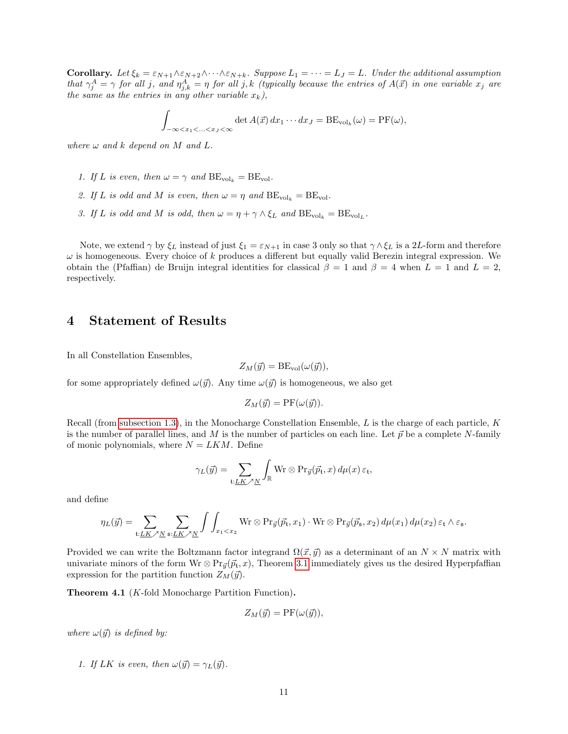**Corollary.** *Let $\xi_k = \varepsilon_{N+1} \wedge \varepsilon_{N+2} \wedge \cdots \wedge \varepsilon_{N+k}$. Suppose $L_1 = \cdots = L_J = L$. Under the additional assumption that $\gamma_j^A = \gamma$ for all $j$, and $\eta_{j,k}^A = \eta$ for all $j, k$ (typically because the entries of $A(\vec{x})$ in one variable $x_j$ are the same as the entries in any other variable $x_k$),*

$$\int_{-\infty < x_1 < \ldots < x_J < \infty} \det A(\vec{x})\, dx_1 \cdots dx_J = \mathrm{BE}_{\mathrm{vol}_k}(\omega) = \mathrm{PF}(\omega),$$

*where $\omega$ and $k$ depend on $M$ and $L$.*

1. *If $L$ is even, then $\omega = \gamma$ and $\mathrm{BE}_{\mathrm{vol}_k} = \mathrm{BE}_{\mathrm{vol}}$.*
2. *If $L$ is odd and $M$ is even, then $\omega = \eta$ and $\mathrm{BE}_{\mathrm{vol}_k} = \mathrm{BE}_{\mathrm{vol}}$.*
3. *If $L$ is odd and $M$ is odd, then $\omega = \eta + \gamma \wedge \xi_L$ and $\mathrm{BE}_{\mathrm{vol}_k} = \mathrm{BE}_{\mathrm{vol}_L}$.*

Note, we extend $\gamma$ by $\xi_L$ instead of just $\xi_1 = \varepsilon_{N+1}$ in case 3 only so that $\gamma \wedge \xi_L$ is a $2L$-form and therefore $\omega$ is homogeneous. Every choice of $k$ produces a different but equally valid Berezin integral expression. We obtain the (Pfaffian) de Bruijn integral identities for classical $\beta = 1$ and $\beta = 4$ when $L = 1$ and $L = 2$, respectively.

## 4 Statement of Results

In all Constellation Ensembles,

$$Z_M(\vec{y}) = \mathrm{BE}_{\mathrm{vol}}(\omega(\vec{y})),$$

for some appropriately defined $\omega(\vec{y})$. Any time $\omega(\vec{y})$ is homogeneous, we also get

$$Z_M(\vec{y}) = \mathrm{PF}(\omega(\vec{y})).$$

Recall (from subsection 1.3), in the Monocharge Constellation Ensemble, $L$ is the charge of each particle, $K$ is the number of parallel lines, and $M$ is the number of particles on each line. Let $\vec{p}$ be a complete $N$-family of monic polynomials, where $N = LKM$. Define

$$\gamma_L(\vec{y}) = \sum_{\mathfrak{t}:\underline{LK} \nearrow \underline{N}} \int_{\mathbb{R}} \mathrm{Wr} \otimes \mathrm{Pr}_{\vec{y}}(\vec{p}_{\mathfrak{t}}, x)\, d\mu(x)\, \varepsilon_{\mathfrak{t}},$$

and define

$$\eta_L(\vec{y}) = \sum_{\mathfrak{t}:\underline{LK} \nearrow \underline{N}} \sum_{\mathfrak{s}:\underline{LK} \nearrow \underline{N}} \int\int_{x_1 < x_2} \mathrm{Wr} \otimes \mathrm{Pr}_{\vec{y}}(\vec{p}_{\mathfrak{t}}, x_1) \cdot \mathrm{Wr} \otimes \mathrm{Pr}_{\vec{y}}(\vec{p}_{\mathfrak{s}}, x_2)\, d\mu(x_1)\, d\mu(x_2)\, \varepsilon_{\mathfrak{t}} \wedge \varepsilon_{\mathfrak{s}}.$$

Provided we can write the Boltzmann factor integrand $\Omega(\vec{x}, \vec{y})$ as a determinant of an $N \times N$ matrix with univariate minors of the form $\mathrm{Wr} \otimes \mathrm{Pr}_{\vec{y}}(\vec{p}_{\mathfrak{t}}, x)$, Theorem 3.1 immediately gives us the desired Hyperpfaffian expression for the partition function $Z_M(\vec{y})$.

**Theorem 4.1** ($K$-fold Monocharge Partition Function)**.**

$$Z_M(\vec{y}) = \mathrm{PF}(\omega(\vec{y})),$$

*where $\omega(\vec{y})$ is defined by:*

1. *If $LK$ is even, then $\omega(\vec{y}) = \gamma_L(\vec{y})$.*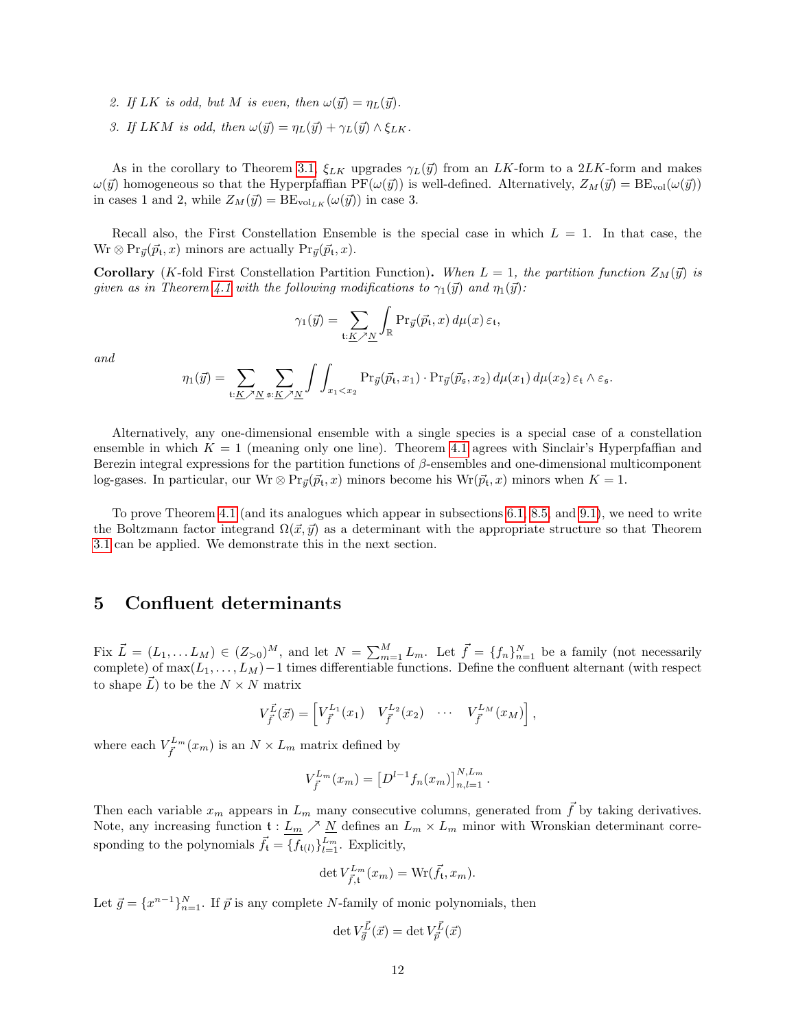2. *If $LK$ is odd, but $M$ is even, then $\omega(\vec{y}) = \eta_L(\vec{y})$.*

3. *If $LKM$ is odd, then $\omega(\vec{y}) = \eta_L(\vec{y}) + \gamma_L(\vec{y}) \wedge \xi_{LK}$.*

As in the corollary to Theorem 3.1, $\xi_{LK}$ upgrades $\gamma_L(\vec{y})$ from an $LK$-form to a $2LK$-form and makes $\omega(\vec{y})$ homogeneous so that the Hyperpfaffian $\mathrm{PF}(\omega(\vec{y}))$ is well-defined. Alternatively, $Z_M(\vec{y}) = \mathrm{BE}_{\mathrm{vol}}(\omega(\vec{y}))$ in cases 1 and 2, while $Z_M(\vec{y}) = \mathrm{BE}_{\mathrm{vol}_{LK}}(\omega(\vec{y}))$ in case 3.

Recall also, the First Constellation Ensemble is the special case in which $L = 1$. In that case, the $\mathrm{Wr} \otimes \mathrm{Pr}_{\vec{y}}(\vec{p}_{\mathfrak{t}}, x)$ minors are actually $\mathrm{Pr}_{\vec{y}}(\vec{p}_{\mathfrak{t}}, x)$.

**Corollary** ($K$-fold First Constellation Partition Function)**.** *When $L = 1$, the partition function $Z_M(\vec{y})$ is given as in Theorem 4.1 with the following modifications to $\gamma_1(\vec{y})$ and $\eta_1(\vec{y})$:*

$$\gamma_1(\vec{y}) = \sum_{\mathfrak{t}:\underline{K}\nearrow\underline{N}} \int_{\mathbb{R}} \mathrm{Pr}_{\vec{y}}(\vec{p}_{\mathfrak{t}}, x)\, d\mu(x)\, \varepsilon_{\mathfrak{t}},$$

*and*

$$\eta_1(\vec{y}) = \sum_{\mathfrak{t}:\underline{K}\nearrow\underline{N}} \sum_{\mathfrak{s}:\underline{K}\nearrow\underline{N}} \int\int_{x_1<x_2} \mathrm{Pr}_{\vec{y}}(\vec{p}_{\mathfrak{t}}, x_1) \cdot \mathrm{Pr}_{\vec{y}}(\vec{p}_{\mathfrak{s}}, x_2)\, d\mu(x_1)\, d\mu(x_2)\, \varepsilon_{\mathfrak{t}} \wedge \varepsilon_{\mathfrak{s}}.$$

Alternatively, any one-dimensional ensemble with a single species is a special case of a constellation ensemble in which $K = 1$ (meaning only one line). Theorem 4.1 agrees with Sinclair's Hyperpfaffian and Berezin integral expressions for the partition functions of $\beta$-ensembles and one-dimensional multicomponent log-gases. In particular, our $\mathrm{Wr} \otimes \mathrm{Pr}_{\vec{y}}(\vec{p}_{\mathfrak{t}}, x)$ minors become his $\mathrm{Wr}(\vec{p}_{\mathfrak{t}}, x)$ minors when $K = 1$.

To prove Theorem 4.1 (and its analogues which appear in subsections 6.1, 8.5, and 9.1), we need to write the Boltzmann factor integrand $\Omega(\vec{x}, \vec{y})$ as a determinant with the appropriate structure so that Theorem 3.1 can be applied. We demonstrate this in the next section.

# 5 Confluent determinants

Fix $\vec{L} = (L_1, \ldots L_M) \in (Z_{>0})^M$, and let $N = \sum_{m=1}^{M} L_m$. Let $\vec{f} = \{f_n\}_{n=1}^{N}$ be a family (not necessarily complete) of $\max(L_1, \ldots, L_M) - 1$ times differentiable functions. Define the confluent alternant (with respect to shape $\vec{L}$) to be the $N \times N$ matrix

$$V_{\vec{f}}^{\vec{L}}(\vec{x}) = \begin{bmatrix} V_{\vec{f}}^{L_1}(x_1) & V_{\vec{f}}^{L_2}(x_2) & \cdots & V_{\vec{f}}^{L_M}(x_M) \end{bmatrix},$$

where each $V_{\vec{f}}^{L_m}(x_m)$ is an $N \times L_m$ matrix defined by

$$V_{\vec{f}}^{L_m}(x_m) = \left[D^{l-1} f_n(x_m)\right]_{n,l=1}^{N,L_m}.$$

Then each variable $x_m$ appears in $L_m$ many consecutive columns, generated from $\vec{f}$ by taking derivatives. Note, any increasing function $\mathfrak{t} : \underline{L_m} \nearrow \underline{N}$ defines an $L_m \times L_m$ minor with Wronskian determinant corresponding to the polynomials $\vec{f}_{\mathfrak{t}} = \{f_{\mathfrak{t}(l)}\}_{l=1}^{L_m}$. Explicitly,

$$\det V_{\vec{f},\mathfrak{t}}^{L_m}(x_m) = \mathrm{Wr}(\vec{f}_{\mathfrak{t}}, x_m).$$

Let $\vec{g} = \{x^{n-1}\}_{n=1}^{N}$. If $\vec{p}$ is any complete $N$-family of monic polynomials, then

$$\det V_{\vec{g}}^{\vec{L}}(\vec{x}) = \det V_{\vec{p}}^{\vec{L}}(\vec{x})$$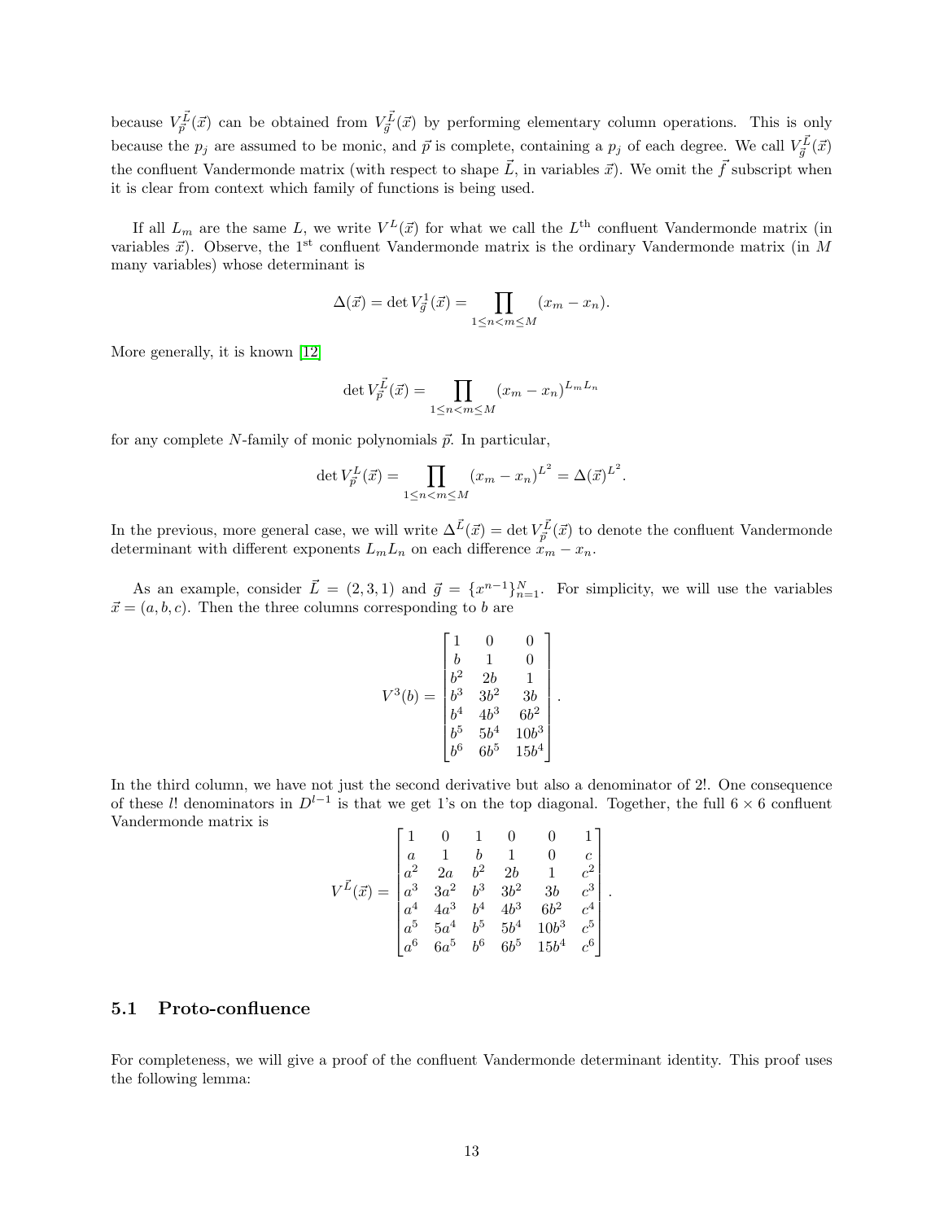because $V_{\vec{p}}^{\vec{L}}(\vec{x})$ can be obtained from $V_{\vec{g}}^{\vec{L}}(\vec{x})$ by performing elementary column operations. This is only because the $p_j$ are assumed to be monic, and $\vec{p}$ is complete, containing a $p_j$ of each degree. We call $V_{\vec{g}}^{\vec{L}}(\vec{x})$ the confluent Vandermonde matrix (with respect to shape $\vec{L}$, in variables $\vec{x}$). We omit the $\vec{f}$ subscript when it is clear from context which family of functions is being used.

If all $L_m$ are the same $L$, we write $V^L(\vec{x})$ for what we call the $L^{\text{th}}$ confluent Vandermonde matrix (in variables $\vec{x}$). Observe, the $1^{\text{st}}$ confluent Vandermonde matrix is the ordinary Vandermonde matrix (in $M$ many variables) whose determinant is

$$\Delta(\vec{x}) = \det V_{\vec{g}}^1(\vec{x}) = \prod_{1\leq n<m\leq M} (x_m - x_n).$$

More generally, it is known [12]

$$\det V_{\vec{p}}^{\vec{L}}(\vec{x}) = \prod_{1\leq n<m\leq M} (x_m - x_n)^{L_m L_n}$$

for any complete $N$-family of monic polynomials $\vec{p}$. In particular,

$$\det V_{\vec{p}}^{L}(\vec{x}) = \prod_{1\leq n<m\leq M} (x_m - x_n)^{L^2} = \Delta(\vec{x})^{L^2}.$$

In the previous, more general case, we will write $\Delta^{\vec{L}}(\vec{x}) = \det V_{\vec{p}}^{\vec{L}}(\vec{x})$ to denote the confluent Vandermonde determinant with different exponents $L_m L_n$ on each difference $x_m - x_n$.

As an example, consider $\vec{L} = (2, 3, 1)$ and $\vec{g} = \{x^{n-1}\}_{n=1}^N$. For simplicity, we will use the variables $\vec{x} = (a, b, c)$. Then the three columns corresponding to $b$ are

$$V^3(b) = \begin{bmatrix} 1 & 0 & 0 \\ b & 1 & 0 \\ b^2 & 2b & 1 \\ b^3 & 3b^2 & 3b \\ b^4 & 4b^3 & 6b^2 \\ b^5 & 5b^4 & 10b^3 \\ b^6 & 6b^5 & 15b^4 \end{bmatrix}.$$

In the third column, we have not just the second derivative but also a denominator of 2!. One consequence of these $l!$ denominators in $D^{l-1}$ is that we get 1's on the top diagonal. Together, the full $6 \times 6$ confluent Vandermonde matrix is

$$V^{\vec{L}}(\vec{x}) = \begin{bmatrix} 1 & 0 & 1 & 0 & 0 & 1 \\ a & 1 & b & 1 & 0 & c \\ a^2 & 2a & b^2 & 2b & 1 & c^2 \\ a^3 & 3a^2 & b^3 & 3b^2 & 3b & c^3 \\ a^4 & 4a^3 & b^4 & 4b^3 & 6b^2 & c^4 \\ a^5 & 5a^4 & b^5 & 5b^4 & 10b^3 & c^5 \\ a^6 & 6a^5 & b^6 & 6b^5 & 15b^4 & c^6 \end{bmatrix}.$$

## 5.1 Proto-confluence

For completeness, we will give a proof of the confluent Vandermonde determinant identity. This proof uses the following lemma: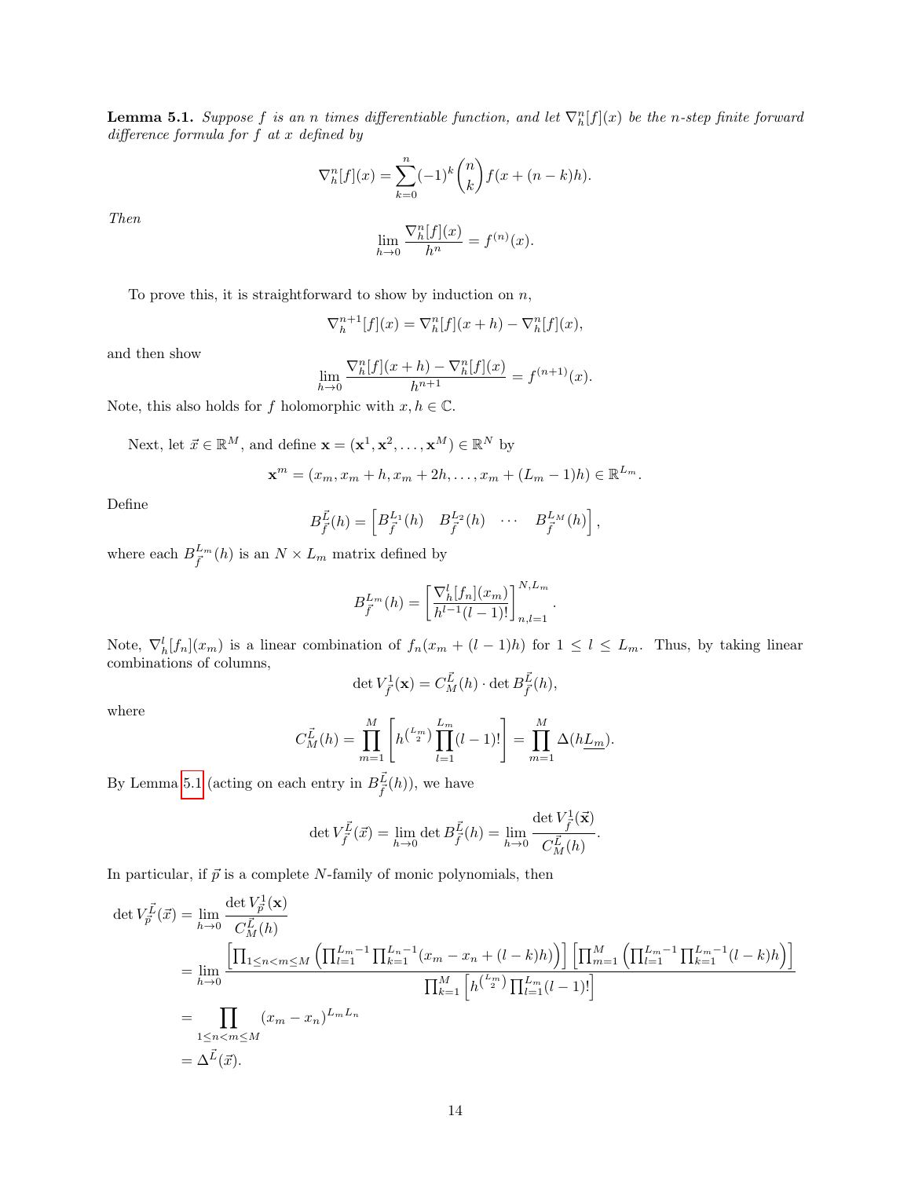**Lemma 5.1.** *Suppose $f$ is an $n$ times differentiable function, and let $\nabla_h^n[f](x)$ be the $n$-step finite forward difference formula for $f$ at $x$ defined by*

$$\nabla_h^n[f](x) = \sum_{k=0}^{n} (-1)^k \binom{n}{k} f(x + (n-k)h).$$

*Then*

$$\lim_{h \to 0} \frac{\nabla_h^n[f](x)}{h^n} = f^{(n)}(x).$$

To prove this, it is straightforward to show by induction on $n$,

$$\nabla_h^{n+1}[f](x) = \nabla_h^n[f](x+h) - \nabla_h^n[f](x),$$

and then show

$$\lim_{h \to 0} \frac{\nabla_h^n[f](x+h) - \nabla_h^n[f](x)}{h^{n+1}} = f^{(n+1)}(x).$$

Note, this also holds for $f$ holomorphic with $x, h \in \mathbb{C}$.

Next, let $\vec{x} \in \mathbb{R}^M$, and define $\mathbf{x} = (\mathbf{x}^1, \mathbf{x}^2, \ldots, \mathbf{x}^M) \in \mathbb{R}^N$ by

$$\mathbf{x}^m = (x_m, x_m + h, x_m + 2h, \ldots, x_m + (L_m - 1)h) \in \mathbb{R}^{L_m}.$$

Define

$$B_{\vec{f}}^{\vec{L}}(h) = \begin{bmatrix} B_{\vec{f}}^{L_1}(h) & B_{\vec{f}}^{L_2}(h) & \cdots & B_{\vec{f}}^{L_M}(h) \end{bmatrix},$$

where each $B_{\vec{f}}^{L_m}(h)$ is an $N \times L_m$ matrix defined by

$$B_{\vec{f}}^{L_m}(h) = \left[ \frac{\nabla_h^l[f_n](x_m)}{h^{l-1}(l-1)!} \right]_{n,l=1}^{N, L_m}.$$

Note, $\nabla_h^l[f_n](x_m)$ is a linear combination of $f_n(x_m + (l-1)h)$ for $1 \le l \le L_m$. Thus, by taking linear combinations of columns,

$$\det V_{\vec{f}}^{1}(\mathbf{x}) = C_M^{\vec{L}}(h) \cdot \det B_{\vec{f}}^{\vec{L}}(h),$$

where

$$C_M^{\vec{L}}(h) = \prod_{m=1}^{M} \left[ h^{\binom{L_m}{2}} \prod_{l=1}^{L_m} (l-1)! \right] = \prod_{m=1}^{M} \Delta(h\underline{L_m}).$$

By Lemma 5.1 (acting on each entry in $B_{\vec{f}}^{\vec{L}}(h)$), we have

$$\det V_{\vec{f}}^{\vec{L}}(\vec{x}) = \lim_{h \to 0} \det B_{\vec{f}}^{\vec{L}}(h) = \lim_{h \to 0} \frac{\det V_{\vec{f}}^{1}(\vec{\mathbf{x}})}{C_M^{\vec{L}}(h)}.$$

In particular, if $\vec{p}$ is a complete $N$-family of monic polynomials, then

$$\begin{aligned}
\det V_{\vec{p}}^{\vec{L}}(\vec{x}) &= \lim_{h \to 0} \frac{\det V_{\vec{p}}^{1}(\mathbf{x})}{C_M^{\vec{L}}(h)} \\
&= \lim_{h \to 0} \frac{\left[ \prod_{1 \le n < m \le M} \left( \prod_{l=1}^{L_m - 1} \prod_{k=1}^{L_n - 1} (x_m - x_n + (l-k)h) \right) \right] \left[ \prod_{m=1}^{M} \left( \prod_{l=1}^{L_m - 1} \prod_{k=1}^{L_m - 1} (l-k)h \right) \right]}{\prod_{k=1}^{M} \left[ h^{\binom{L_m}{2}} \prod_{l=1}^{L_m} (l-1)! \right]} \\
&= \prod_{1 \le n < m \le M} (x_m - x_n)^{L_m L_n} \\
&= \Delta^{\vec{L}}(\vec{x}).
\end{aligned}$$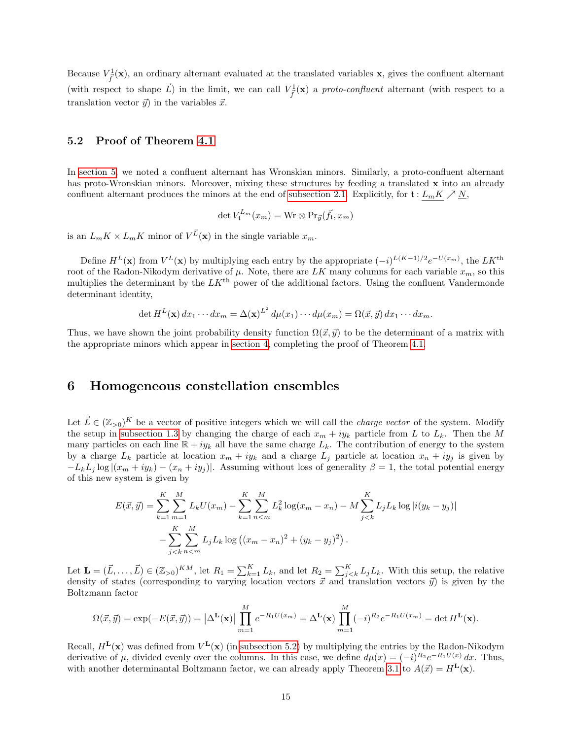Because $V^{1}_{\vec{f}}(\mathbf{x})$, an ordinary alternant evaluated at the translated variables $\mathbf{x}$, gives the confluent alternant (with respect to shape $\vec{L}$) in the limit, we can call $V^{1}_{\vec{f}}(\mathbf{x})$ a *proto-confluent* alternant (with respect to a translation vector $\vec{y}$) in the variables $\vec{x}$.

### 5.2 Proof of Theorem 4.1

In section 5, we noted a confluent alternant has Wronskian minors. Similarly, a proto-confluent alternant has proto-Wronskian minors. Moreover, mixing these structures by feeding a translated $\mathbf{x}$ into an already confluent alternant produces the minors at the end of subsection 2.1. Explicitly, for $\mathfrak{t} : \underline{L_m K} \nearrow \underline{N}$,

$$\det V^{L_m}_{\mathfrak{t}}(x_m) = \mathrm{Wr} \otimes \mathrm{Pr}_{\vec{y}}(\vec{f}_{\mathfrak{t}}, x_m)$$

is an $L_m K \times L_m K$ minor of $V^{\vec{L}}(\mathbf{x})$ in the single variable $x_m$.

Define $H^L(\mathbf{x})$ from $V^L(\mathbf{x})$ by multiplying each entry by the appropriate $(-i)^{L(K-1)/2} e^{-U(x_m)}$, the $LK^{\text{th}}$ root of the Radon-Nikodym derivative of $\mu$. Note, there are $LK$ many columns for each variable $x_m$, so this multiplies the determinant by the $LK^{\text{th}}$ power of the additional factors. Using the confluent Vandermonde determinant identity,

$$\det H^L(\mathbf{x})\, dx_1 \cdots dx_m = \Delta(\mathbf{x})^{L^2}\, d\mu(x_1) \cdots d\mu(x_m) = \Omega(\vec{x}, \vec{y})\, dx_1 \cdots dx_m.$$

Thus, we have shown the joint probability density function $\Omega(\vec{x}, \vec{y})$ to be the determinant of a matrix with the appropriate minors which appear in section 4, completing the proof of Theorem 4.1.

## 6 Homogeneous constellation ensembles

Let $\vec{L} \in (\mathbb{Z}_{>0})^K$ be a vector of positive integers which we will call the *charge vector* of the system. Modify the setup in subsection 1.3 by changing the charge of each $x_m + iy_k$ particle from $L$ to $L_k$. Then the $M$ many particles on each line $\mathbb{R} + iy_k$ all have the same charge $L_k$. The contribution of energy to the system by a charge $L_k$ particle at location $x_m + iy_k$ and a charge $L_j$ particle at location $x_n + iy_j$ is given by $-L_k L_j \log |(x_m + iy_k) - (x_n + iy_j)|$. Assuming without loss of generality $\beta = 1$, the total potential energy of this new system is given by

$$\begin{aligned} E(\vec{x}, \vec{y}) = &\sum_{k=1}^{K} \sum_{m=1}^{M} L_k U(x_m) - \sum_{k=1}^{K} \sum_{n<m}^{M} L_k^2 \log(x_m - x_n) - M \sum_{j<k}^{K} L_j L_k \log |i(y_k - y_j)| \\ &- \sum_{j<k}^{K} \sum_{n<m}^{M} L_j L_k \log\left((x_m - x_n)^2 + (y_k - y_j)^2\right). \end{aligned}$$

Let $\mathbf{L} = (\vec{L}, \ldots, \vec{L}) \in (\mathbb{Z}_{>0})^{KM}$, let $R_1 = \sum_{k=1}^{K} L_k$, and let $R_2 = \sum_{j<k}^{K} L_j L_k$. With this setup, the relative density of states (corresponding to varying location vectors $\vec{x}$ and translation vectors $\vec{y}$) is given by the Boltzmann factor

$$\Omega(\vec{x}, \vec{y}) = \exp(-E(\vec{x}, \vec{y})) = \left|\Delta^{\mathbf{L}}(\mathbf{x})\right| \prod_{m=1}^{M} e^{-R_1 U(x_m)} = \Delta^{\mathbf{L}}(\mathbf{x}) \prod_{m=1}^{M} (-i)^{R_2} e^{-R_1 U(x_m)} = \det H^{\mathbf{L}}(\mathbf{x}).$$

Recall, $H^{\mathbf{L}}(\mathbf{x})$ was defined from $V^{\mathbf{L}}(\mathbf{x})$ (in subsection 5.2) by multiplying the entries by the Radon-Nikodym derivative of $\mu$, divided evenly over the columns. In this case, we define $d\mu(x) = (-i)^{R_2} e^{-R_1 U(x)}\, dx$. Thus, with another determinantal Boltzmann factor, we can already apply Theorem 3.1 to $A(\vec{x}) = H^{\mathbf{L}}(\mathbf{x})$.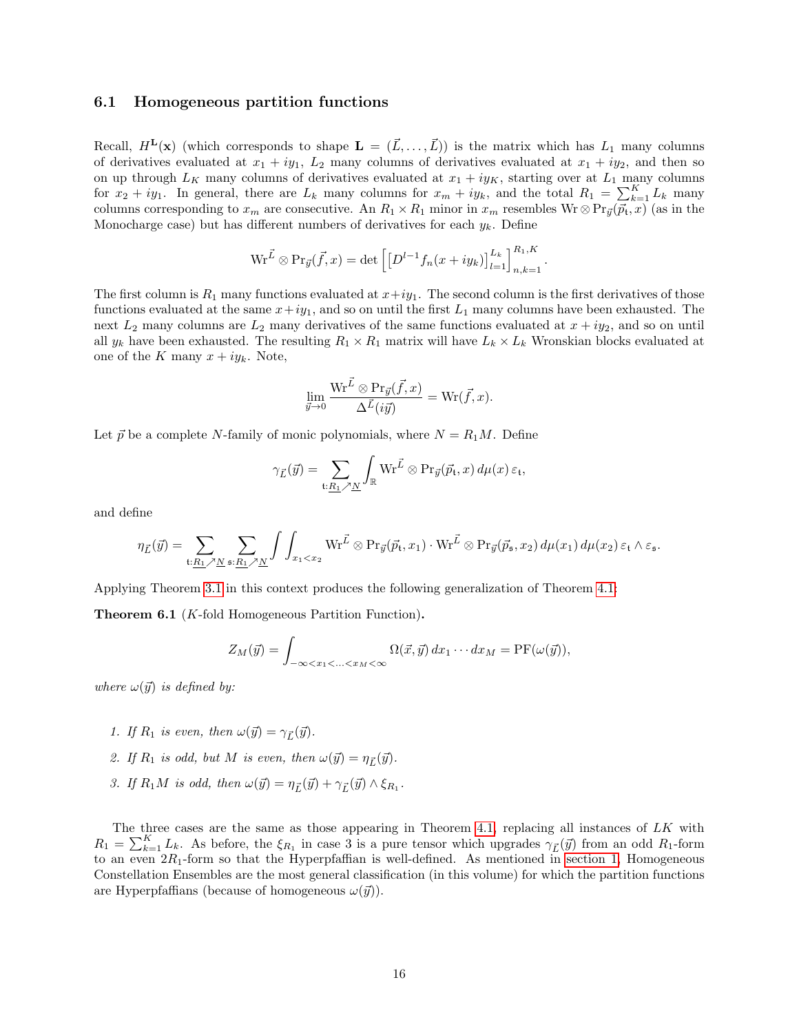### 6.1 Homogeneous partition functions

Recall, $H^{\mathbf{L}}(\mathbf{x})$ (which corresponds to shape $\mathbf{L} = (\vec{L}, \ldots, \vec{L})$) is the matrix which has $L_1$ many columns of derivatives evaluated at $x_1 + iy_1$, $L_2$ many columns of derivatives evaluated at $x_1 + iy_2$, and then so on up through $L_K$ many columns of derivatives evaluated at $x_1 + iy_K$, starting over at $L_1$ many columns for $x_2 + iy_1$. In general, there are $L_k$ many columns for $x_m + iy_k$, and the total $R_1 = \sum_{k=1}^{K} L_k$ many columns corresponding to $x_m$ are consecutive. An $R_1 \times R_1$ minor in $x_m$ resembles $\mathrm{Wr} \otimes \mathrm{Pr}_{\vec{y}}(\vec{p}_{\mathfrak{t}}, x)$ (as in the Monocharge case) but has different numbers of derivatives for each $y_k$. Define

$$\mathrm{Wr}^{\vec{L}} \otimes \mathrm{Pr}_{\vec{y}}(\vec{f}, x) = \det\left[\left[D^{l-1} f_n(x + iy_k)\right]_{l=1}^{L_k}\right]_{n,k=1}^{R_1,K}.$$

The first column is $R_1$ many functions evaluated at $x + iy_1$. The second column is the first derivatives of those functions evaluated at the same $x + iy_1$, and so on until the first $L_1$ many columns have been exhausted. The next $L_2$ many columns are $L_2$ many derivatives of the same functions evaluated at $x + iy_2$, and so on until all $y_k$ have been exhausted. The resulting $R_1 \times R_1$ matrix will have $L_k \times L_k$ Wronskian blocks evaluated at one of the $K$ many $x + iy_k$. Note,

$$\lim_{\vec{y} \to 0} \frac{\mathrm{Wr}^{\vec{L}} \otimes \mathrm{Pr}_{\vec{y}}(\vec{f}, x)}{\Delta^{\vec{L}}(i\vec{y})} = \mathrm{Wr}(\vec{f}, x).$$

Let $\vec{p}$ be a complete $N$-family of monic polynomials, where $N = R_1 M$. Define

$$\gamma_{\vec{L}}(\vec{y}) = \sum_{\mathfrak{t}:\underline{R_1} \nearrow \underline{N}} \int_{\mathbb{R}} \mathrm{Wr}^{\vec{L}} \otimes \mathrm{Pr}_{\vec{y}}(\vec{p}_{\mathfrak{t}}, x)\, d\mu(x)\, \varepsilon_{\mathfrak{t}},$$

and define

$$\eta_{\vec{L}}(\vec{y}) = \sum_{\mathfrak{t}:\underline{R_1} \nearrow \underline{N}} \sum_{\mathfrak{s}:\underline{R_1} \nearrow \underline{N}} \int \int_{x_1 < x_2} \mathrm{Wr}^{\vec{L}} \otimes \mathrm{Pr}_{\vec{y}}(\vec{p}_{\mathfrak{t}}, x_1) \cdot \mathrm{Wr}^{\vec{L}} \otimes \mathrm{Pr}_{\vec{y}}(\vec{p}_{\mathfrak{s}}, x_2)\, d\mu(x_1)\, d\mu(x_2)\, \varepsilon_{\mathfrak{t}} \wedge \varepsilon_{\mathfrak{s}}.$$

Applying Theorem 3.1 in this context produces the following generalization of Theorem 4.1:

**Theorem 6.1** ($K$-fold Homogeneous Partition Function)**.**

$$Z_M(\vec{y}) = \int_{-\infty < x_1 < \ldots < x_M < \infty} \Omega(\vec{x}, \vec{y})\, dx_1 \cdots dx_M = \mathrm{PF}(\omega(\vec{y})),$$

*where $\omega(\vec{y})$ is defined by:*

1. *If $R_1$ is even, then $\omega(\vec{y}) = \gamma_{\vec{L}}(\vec{y})$.*
2. *If $R_1$ is odd, but $M$ is even, then $\omega(\vec{y}) = \eta_{\vec{L}}(\vec{y})$.*
3. *If $R_1 M$ is odd, then $\omega(\vec{y}) = \eta_{\vec{L}}(\vec{y}) + \gamma_{\vec{L}}(\vec{y}) \wedge \xi_{R_1}$.*

The three cases are the same as those appearing in Theorem 4.1, replacing all instances of $LK$ with $R_1 = \sum_{k=1}^{K} L_k$. As before, the $\xi_{R_1}$ in case 3 is a pure tensor which upgrades $\gamma_{\vec{L}}(\vec{y})$ from an odd $R_1$-form to an even $2R_1$-form so that the Hyperpfaffian is well-defined. As mentioned in section 1, Homogeneous Constellation Ensembles are the most general classification (in this volume) for which the partition functions are Hyperpfaffians (because of homogeneous $\omega(\vec{y})$).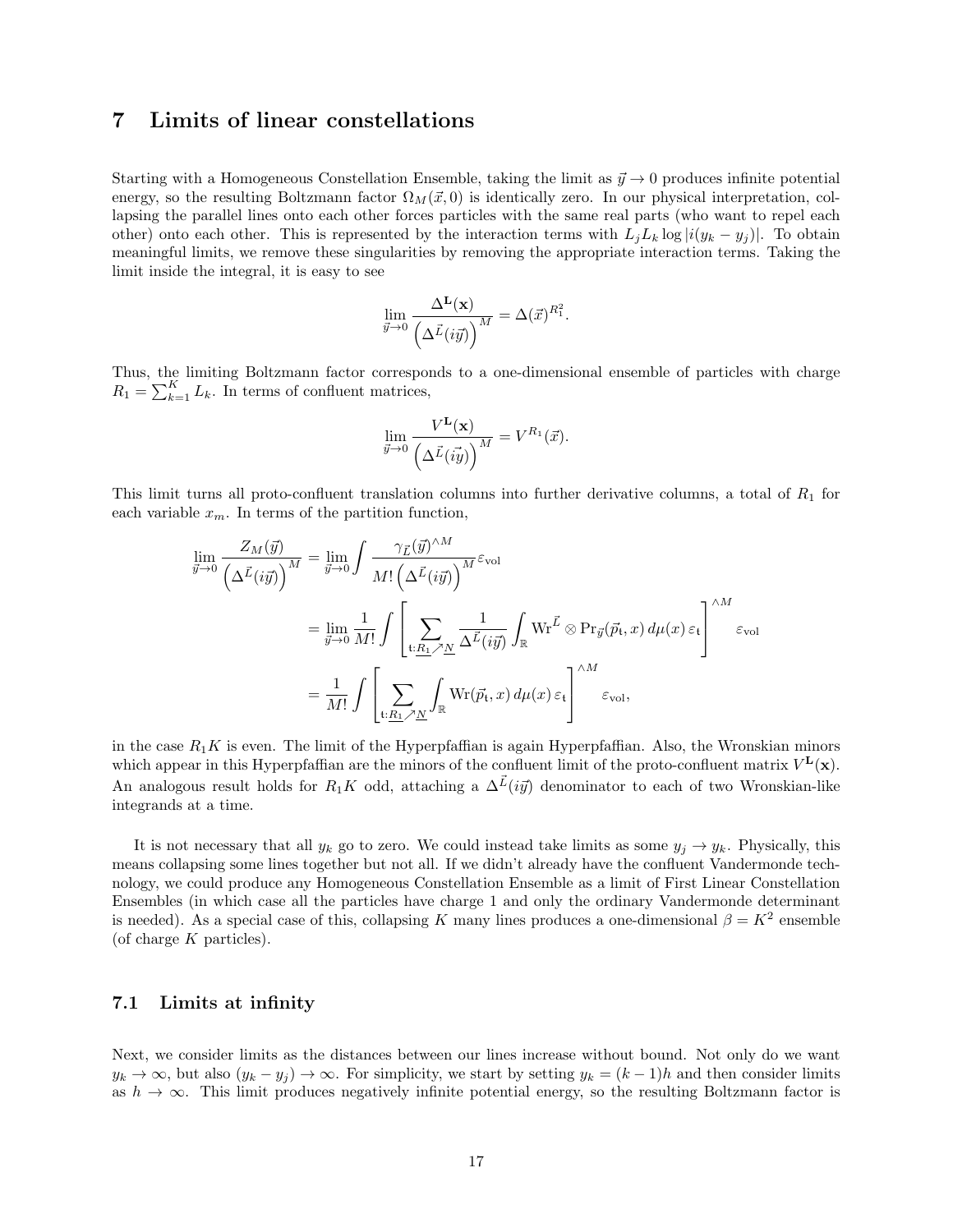# 7 Limits of linear constellations

Starting with a Homogeneous Constellation Ensemble, taking the limit as $\vec{y} \to 0$ produces infinite potential energy, so the resulting Boltzmann factor $\Omega_M(\vec{x}, 0)$ is identically zero. In our physical interpretation, collapsing the parallel lines onto each other forces particles with the same real parts (who want to repel each other) onto each other. This is represented by the interaction terms with $L_j L_k \log |i(y_k - y_j)|$. To obtain meaningful limits, we remove these singularities by removing the appropriate interaction terms. Taking the limit inside the integral, it is easy to see

$$\lim_{\vec{y} \to 0} \frac{\Delta^{\mathbf{L}}(\mathbf{x})}{\left(\Delta^{\vec{L}}(i\vec{y})\right)^M} = \Delta(\vec{x})^{R_1^2}.$$

Thus, the limiting Boltzmann factor corresponds to a one-dimensional ensemble of particles with charge $R_1 = \sum_{k=1}^{K} L_k$. In terms of confluent matrices,

$$\lim_{\vec{y} \to 0} \frac{V^{\mathbf{L}}(\mathbf{x})}{\left(\Delta^{\vec{L}}(i\vec{y})\right)^M} = V^{R_1}(\vec{x}).$$

This limit turns all proto-confluent translation columns into further derivative columns, a total of $R_1$ for each variable $x_m$. In terms of the partition function,

$$\begin{aligned}
\lim_{\vec{y} \to 0} \frac{Z_M(\vec{y})}{\left(\Delta^{\vec{L}}(i\vec{y})\right)^M} &= \lim_{\vec{y} \to 0} \int \frac{\gamma_{\vec{L}}(\vec{y})^{\wedge M}}{M! \left(\Delta^{\vec{L}}(i\vec{y})\right)^M} \varepsilon_{\text{vol}} \\
&= \lim_{\vec{y} \to 0} \frac{1}{M!} \int \left[ \sum_{\mathfrak{t}: \underline{R_1} \nearrow \underline{N}} \frac{1}{\Delta^{\vec{L}}(i\vec{y})} \int_{\mathbb{R}} \mathrm{Wr}^{\vec{L}} \otimes \mathrm{Pr}_{\vec{y}}(\vec{p}_{\mathfrak{t}}, x)\, d\mu(x)\, \varepsilon_{\mathfrak{t}} \right]^{\wedge M} \varepsilon_{\text{vol}} \\
&= \frac{1}{M!} \int \left[ \sum_{\mathfrak{t}: \underline{R_1} \nearrow \underline{N}} \int_{\mathbb{R}} \mathrm{Wr}(\vec{p}_{\mathfrak{t}}, x)\, d\mu(x)\, \varepsilon_{\mathfrak{t}} \right]^{\wedge M} \varepsilon_{\text{vol}},
\end{aligned}$$

in the case $R_1 K$ is even. The limit of the Hyperpfaffian is again Hyperpfaffian. Also, the Wronskian minors which appear in this Hyperpfaffian are the minors of the confluent limit of the proto-confluent matrix $V^{\mathbf{L}}(\mathbf{x})$. An analogous result holds for $R_1 K$ odd, attaching a $\Delta^{\vec{L}}(i\vec{y})$ denominator to each of two Wronskian-like integrands at a time.

It is not necessary that all $y_k$ go to zero. We could instead take limits as some $y_j \to y_k$. Physically, this means collapsing some lines together but not all. If we didn't already have the confluent Vandermonde technology, we could produce any Homogeneous Constellation Ensemble as a limit of First Linear Constellation Ensembles (in which case all the particles have charge 1 and only the ordinary Vandermonde determinant is needed). As a special case of this, collapsing $K$ many lines produces a one-dimensional $\beta = K^2$ ensemble (of charge $K$ particles).

## 7.1 Limits at infinity

Next, we consider limits as the distances between our lines increase without bound. Not only do we want $y_k \to \infty$, but also $(y_k - y_j) \to \infty$. For simplicity, we start by setting $y_k = (k-1)h$ and then consider limits as $h \to \infty$. This limit produces negatively infinite potential energy, so the resulting Boltzmann factor is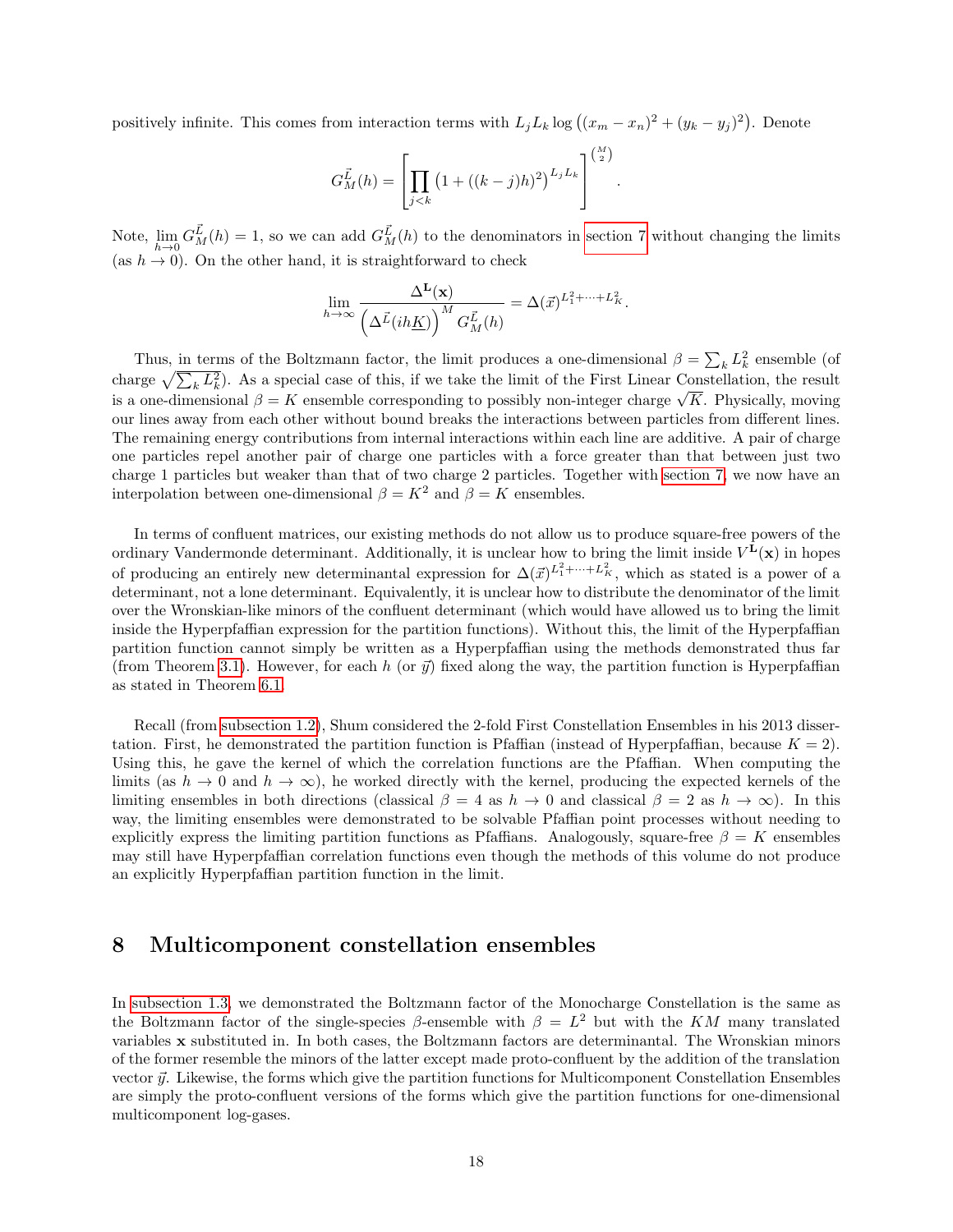positively infinite. This comes from interaction terms with $L_j L_k \log\left((x_m - x_n)^2 + (y_k - y_j)^2\right)$. Denote

$$G_M^{\vec{L}}(h) = \left[\prod_{j<k} \left(1 + ((k-j)h)^2\right)^{L_j L_k}\right]^{\binom{M}{2}}.$$

Note, $\lim_{h\to 0} G_M^{\vec{L}}(h) = 1$, so we can add $G_M^{\vec{L}}(h)$ to the denominators in section 7 without changing the limits (as $h \to 0$). On the other hand, it is straightforward to check

$$\lim_{h\to\infty} \frac{\Delta^{\mathbf{L}}(\mathbf{x})}{\left(\Delta^{\vec{L}}(ih\underline{K})\right)^M G_M^{\vec{L}}(h)} = \Delta(\vec{x})^{L_1^2 + \cdots + L_K^2}.$$

Thus, in terms of the Boltzmann factor, the limit produces a one-dimensional $\beta = \sum_k L_k^2$ ensemble (of charge $\sqrt{\sum_k L_k^2}$). As a special case of this, if we take the limit of the First Linear Constellation, the result is a one-dimensional $\beta = K$ ensemble corresponding to possibly non-integer charge $\sqrt{K}$. Physically, moving our lines away from each other without bound breaks the interactions between particles from different lines. The remaining energy contributions from internal interactions within each line are additive. A pair of charge one particles repel another pair of charge one particles with a force greater than that between just two charge 1 particles but weaker than that of two charge 2 particles. Together with section 7, we now have an interpolation between one-dimensional $\beta = K^2$ and $\beta = K$ ensembles.

In terms of confluent matrices, our existing methods do not allow us to produce square-free powers of the ordinary Vandermonde determinant. Additionally, it is unclear how to bring the limit inside $V^{\mathbf{L}}(\mathbf{x})$ in hopes of producing an entirely new determinantal expression for $\Delta(\vec{x})^{L_1^2 + \cdots + L_K^2}$, which as stated is a power of a determinant, not a lone determinant. Equivalently, it is unclear how to distribute the denominator of the limit over the Wronskian-like minors of the confluent determinant (which would have allowed us to bring the limit inside the Hyperpfaffian expression for the partition functions). Without this, the limit of the Hyperpfaffian partition function cannot simply be written as a Hyperpfaffian using the methods demonstrated thus far (from Theorem 3.1). However, for each $h$ (or $\vec{y}$) fixed along the way, the partition function is Hyperpfaffian as stated in Theorem 6.1.

Recall (from subsection 1.2), Shum considered the 2-fold First Constellation Ensembles in his 2013 dissertation. First, he demonstrated the partition function is Pfaffian (instead of Hyperpfaffian, because $K = 2$). Using this, he gave the kernel of which the correlation functions are the Pfaffian. When computing the limits (as $h \to 0$ and $h \to \infty$), he worked directly with the kernel, producing the expected kernels of the limiting ensembles in both directions (classical $\beta = 4$ as $h \to 0$ and classical $\beta = 2$ as $h \to \infty$). In this way, the limiting ensembles were demonstrated to be solvable Pfaffian point processes without needing to explicitly express the limiting partition functions as Pfaffians. Analogously, square-free $\beta = K$ ensembles may still have Hyperpfaffian correlation functions even though the methods of this volume do not produce an explicitly Hyperpfaffian partition function in the limit.

# 8 Multicomponent constellation ensembles

In subsection 1.3, we demonstrated the Boltzmann factor of the Monocharge Constellation is the same as the Boltzmann factor of the single-species $\beta$-ensemble with $\beta = L^2$ but with the $KM$ many translated variables $\mathbf{x}$ substituted in. In both cases, the Boltzmann factors are determinantal. The Wronskian minors of the former resemble the minors of the latter except made proto-confluent by the addition of the translation vector $\vec{y}$. Likewise, the forms which give the partition functions for Multicomponent Constellation Ensembles are simply the proto-confluent versions of the forms which give the partition functions for one-dimensional multicomponent log-gases.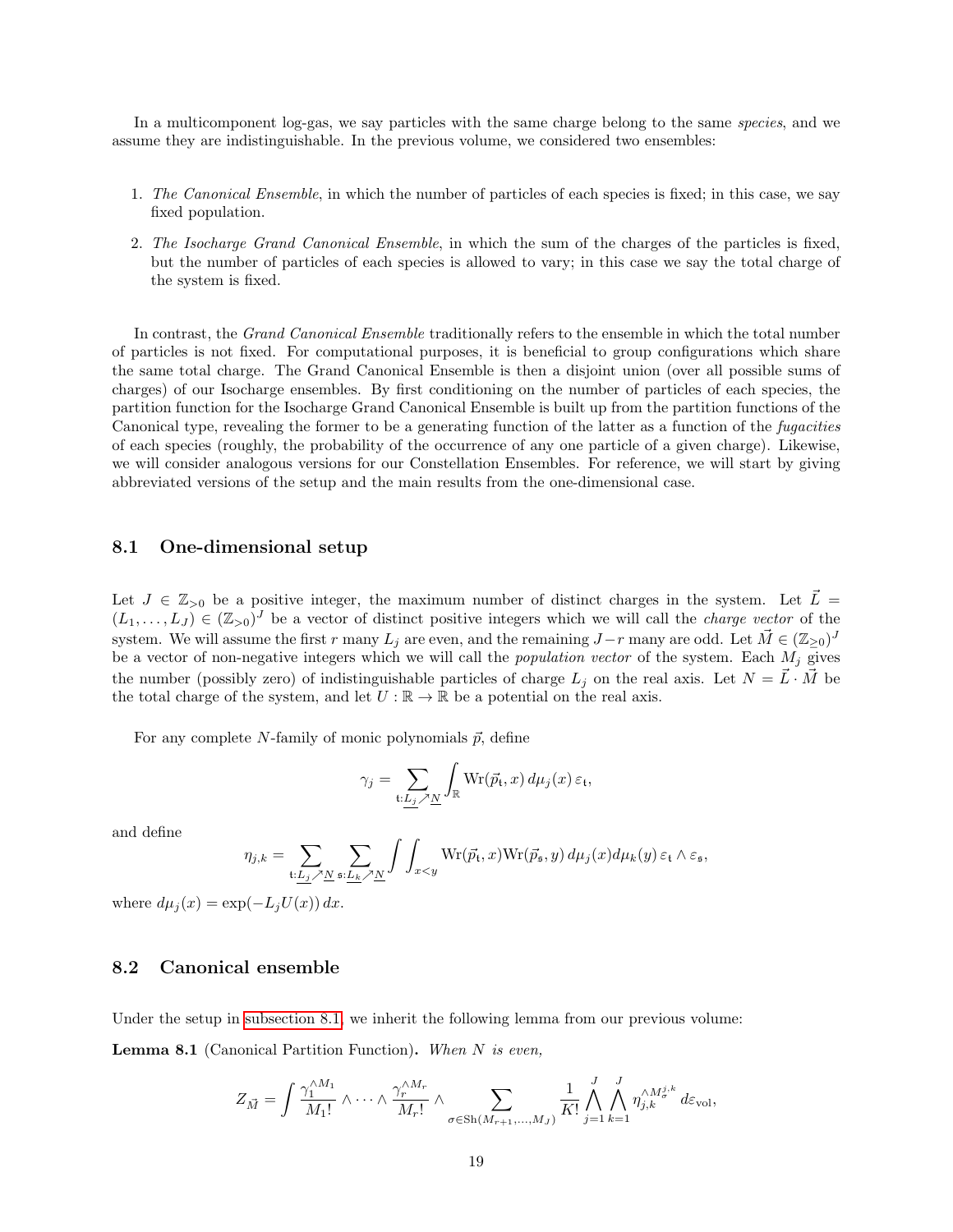In a multicomponent log-gas, we say particles with the same charge belong to the same *species*, and we assume they are indistinguishable. In the previous volume, we considered two ensembles:

1. *The Canonical Ensemble*, in which the number of particles of each species is fixed; in this case, we say fixed population.
2. *The Isocharge Grand Canonical Ensemble*, in which the sum of the charges of the particles is fixed, but the number of particles of each species is allowed to vary; in this case we say the total charge of the system is fixed.

In contrast, the *Grand Canonical Ensemble* traditionally refers to the ensemble in which the total number of particles is not fixed. For computational purposes, it is beneficial to group configurations which share the same total charge. The Grand Canonical Ensemble is then a disjoint union (over all possible sums of charges) of our Isocharge ensembles. By first conditioning on the number of particles of each species, the partition function for the Isocharge Grand Canonical Ensemble is built up from the partition functions of the Canonical type, revealing the former to be a generating function of the latter as a function of the *fugacities* of each species (roughly, the probability of the occurrence of any one particle of a given charge). Likewise, we will consider analogous versions for our Constellation Ensembles. For reference, we will start by giving abbreviated versions of the setup and the main results from the one-dimensional case.

## 8.1 One-dimensional setup

Let $J \in \mathbb{Z}_{>0}$ be a positive integer, the maximum number of distinct charges in the system. Let $\vec{L} = (L_1, \ldots, L_J) \in (\mathbb{Z}_{>0})^J$ be a vector of distinct positive integers which we will call the *charge vector* of the system. We will assume the first $r$ many $L_j$ are even, and the remaining $J - r$ many are odd. Let $\vec{M} \in (\mathbb{Z}_{\geq 0})^J$ be a vector of non-negative integers which we will call the *population vector* of the system. Each $M_j$ gives the number (possibly zero) of indistinguishable particles of charge $L_j$ on the real axis. Let $N = \vec{L} \cdot \vec{M}$ be the total charge of the system, and let $U : \mathbb{R} \to \mathbb{R}$ be a potential on the real axis.

For any complete $N$-family of monic polynomials $\vec{p}$, define

$$\gamma_j = \sum_{\mathfrak{t}:\underline{L_j} \nearrow \underline{N}} \int_{\mathbb{R}} \mathrm{Wr}(\vec{p}_{\mathfrak{t}}, x)\, d\mu_j(x)\, \varepsilon_{\mathfrak{t}},$$

and define

$$\eta_{j,k} = \sum_{\mathfrak{t}:\underline{L_j} \nearrow \underline{N}} \sum_{\mathfrak{s}:\underline{L_k} \nearrow \underline{N}} \int \int_{x<y} \mathrm{Wr}(\vec{p}_{\mathfrak{t}}, x) \mathrm{Wr}(\vec{p}_{\mathfrak{s}}, y)\, d\mu_j(x) d\mu_k(y)\, \varepsilon_{\mathfrak{t}} \wedge \varepsilon_{\mathfrak{s}},$$

where $d\mu_j(x) = \exp(-L_j U(x))\, dx$.

## 8.2 Canonical ensemble

Under the setup in subsection 8.1, we inherit the following lemma from our previous volume:

**Lemma 8.1** (Canonical Partition Function)**.** *When $N$ is even,*

$$Z_{\vec{M}} = \int \frac{\gamma_1^{\wedge M_1}}{M_1!} \wedge \cdots \wedge \frac{\gamma_r^{\wedge M_r}}{M_r!} \wedge \sum_{\sigma \in \mathrm{Sh}(M_{r+1}, \ldots, M_J)} \frac{1}{K!} \bigwedge_{j=1}^{J} \bigwedge_{k=1}^{J} \eta_{j,k}^{\wedge M_\sigma^{j,k}}\, d\varepsilon_{\mathrm{vol}},$$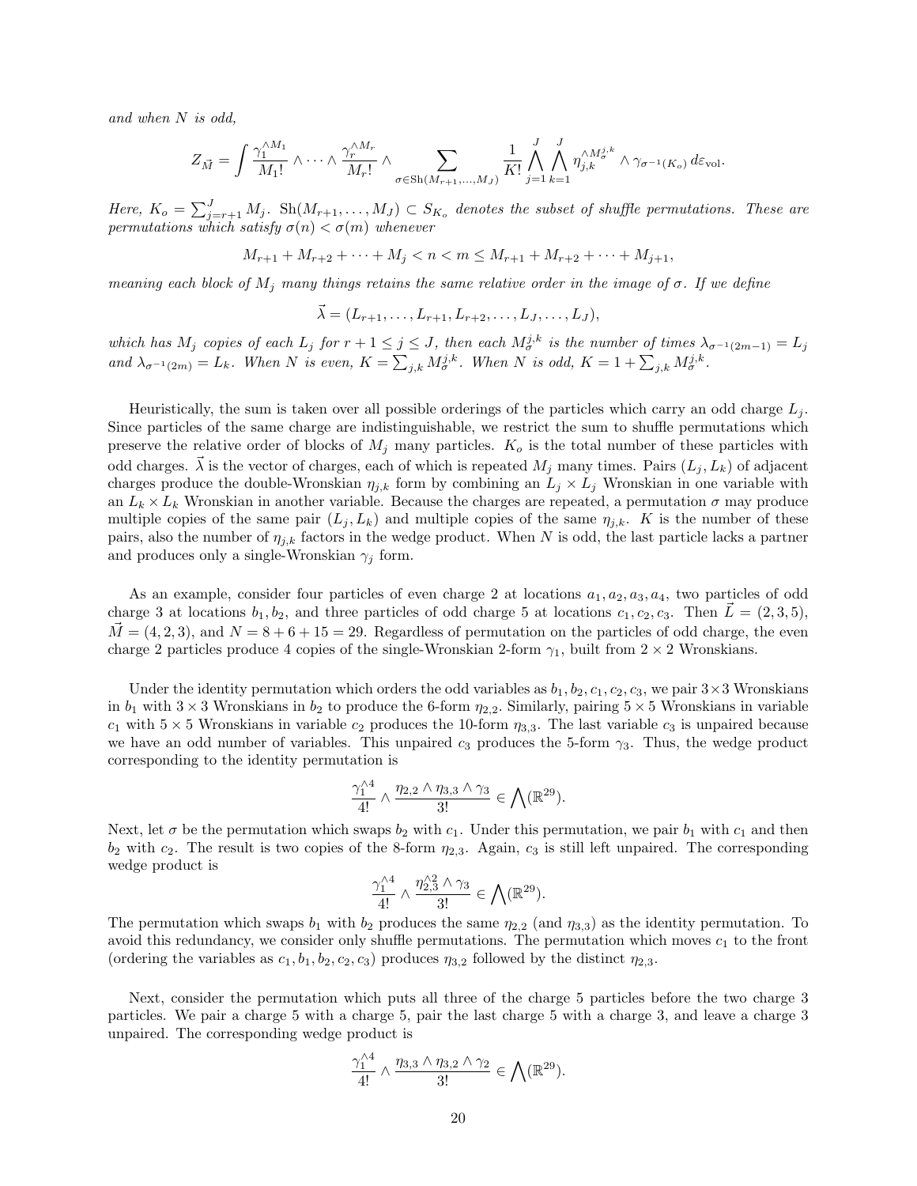*and when $N$ is odd,*

$$Z_{\vec{M}} = \int \frac{\gamma_1^{\wedge M_1}}{M_1!} \wedge \cdots \wedge \frac{\gamma_r^{\wedge M_r}}{M_r!} \wedge \sum_{\sigma \in \mathrm{Sh}(M_{r+1},\ldots,M_J)} \frac{1}{K!} \bigwedge_{j=1}^{J} \bigwedge_{k=1}^{J} \eta_{j,k}^{\wedge M_\sigma^{j,k}} \wedge \gamma_{\sigma^{-1}(K_o)}\, d\varepsilon_{\mathrm{vol}}.$$

*Here, $K_o = \sum_{j=r+1}^{J} M_j$. $\mathrm{Sh}(M_{r+1},\ldots,M_J) \subset S_{K_o}$ denotes the subset of shuffle permutations. These are permutations which satisfy $\sigma(n) < \sigma(m)$ whenever*

$$M_{r+1} + M_{r+2} + \cdots + M_j < n < m \leq M_{r+1} + M_{r+2} + \cdots + M_{j+1},$$

*meaning each block of $M_j$ many things retains the same relative order in the image of $\sigma$. If we define*

$$\vec{\lambda} = (L_{r+1},\ldots,L_{r+1},L_{r+2},\ldots,L_J,\ldots,L_J),$$

*which has $M_j$ copies of each $L_j$ for $r+1 \leq j \leq J$, then each $M_\sigma^{j,k}$ is the number of times $\lambda_{\sigma^{-1}(2m-1)} = L_j$ and $\lambda_{\sigma^{-1}(2m)} = L_k$. When $N$ is even, $K = \sum_{j,k} M_\sigma^{j,k}$. When $N$ is odd, $K = 1 + \sum_{j,k} M_\sigma^{j,k}$.*

Heuristically, the sum is taken over all possible orderings of the particles which carry an odd charge $L_j$. Since particles of the same charge are indistinguishable, we restrict the sum to shuffle permutations which preserve the relative order of blocks of $M_j$ many particles. $K_o$ is the total number of these particles with odd charges. $\vec{\lambda}$ is the vector of charges, each of which is repeated $M_j$ many times. Pairs $(L_j, L_k)$ of adjacent charges produce the double-Wronskian $\eta_{j,k}$ form by combining an $L_j \times L_j$ Wronskian in one variable with an $L_k \times L_k$ Wronskian in another variable. Because the charges are repeated, a permutation $\sigma$ may produce multiple copies of the same pair $(L_j, L_k)$ and multiple copies of the same $\eta_{j,k}$. $K$ is the number of these pairs, also the number of $\eta_{j,k}$ factors in the wedge product. When $N$ is odd, the last particle lacks a partner and produces only a single-Wronskian $\gamma_j$ form.

As an example, consider four particles of even charge 2 at locations $a_1, a_2, a_3, a_4$, two particles of odd charge 3 at locations $b_1, b_2$, and three particles of odd charge 5 at locations $c_1, c_2, c_3$. Then $\vec{L} = (2,3,5)$, $\vec{M} = (4,2,3)$, and $N = 8 + 6 + 15 = 29$. Regardless of permutation on the particles of odd charge, the even charge 2 particles produce 4 copies of the single-Wronskian 2-form $\gamma_1$, built from $2 \times 2$ Wronskians.

Under the identity permutation which orders the odd variables as $b_1, b_2, c_1, c_2, c_3$, we pair $3\times 3$ Wronskians in $b_1$ with $3 \times 3$ Wronskians in $b_2$ to produce the 6-form $\eta_{2,2}$. Similarly, pairing $5 \times 5$ Wronskians in variable $c_1$ with $5 \times 5$ Wronskians in variable $c_2$ produces the 10-form $\eta_{3,3}$. The last variable $c_3$ is unpaired because we have an odd number of variables. This unpaired $c_3$ produces the 5-form $\gamma_3$. Thus, the wedge product corresponding to the identity permutation is

$$\frac{\gamma_1^{\wedge 4}}{4!} \wedge \frac{\eta_{2,2} \wedge \eta_{3,3} \wedge \gamma_3}{3!} \in \bigwedge(\mathbb{R}^{29}).$$

Next, let $\sigma$ be the permutation which swaps $b_2$ with $c_1$. Under this permutation, we pair $b_1$ with $c_1$ and then $b_2$ with $c_2$. The result is two copies of the 8-form $\eta_{2,3}$. Again, $c_3$ is still left unpaired. The corresponding wedge product is

$$\frac{\gamma_1^{\wedge 4}}{4!} \wedge \frac{\eta_{2,3}^{\wedge 2} \wedge \gamma_3}{3!} \in \bigwedge(\mathbb{R}^{29}).$$

The permutation which swaps $b_1$ with $b_2$ produces the same $\eta_{2,2}$ (and $\eta_{3,3}$) as the identity permutation. To avoid this redundancy, we consider only shuffle permutations. The permutation which moves $c_1$ to the front (ordering the variables as $c_1, b_1, b_2, c_2, c_3$) produces $\eta_{3,2}$ followed by the distinct $\eta_{2,3}$.

Next, consider the permutation which puts all three of the charge 5 particles before the two charge 3 particles. We pair a charge 5 with a charge 5, pair the last charge 5 with a charge 3, and leave a charge 3 unpaired. The corresponding wedge product is

$$\frac{\gamma_1^{\wedge 4}}{4!} \wedge \frac{\eta_{3,3} \wedge \eta_{3,2} \wedge \gamma_2}{3!} \in \bigwedge(\mathbb{R}^{29}).$$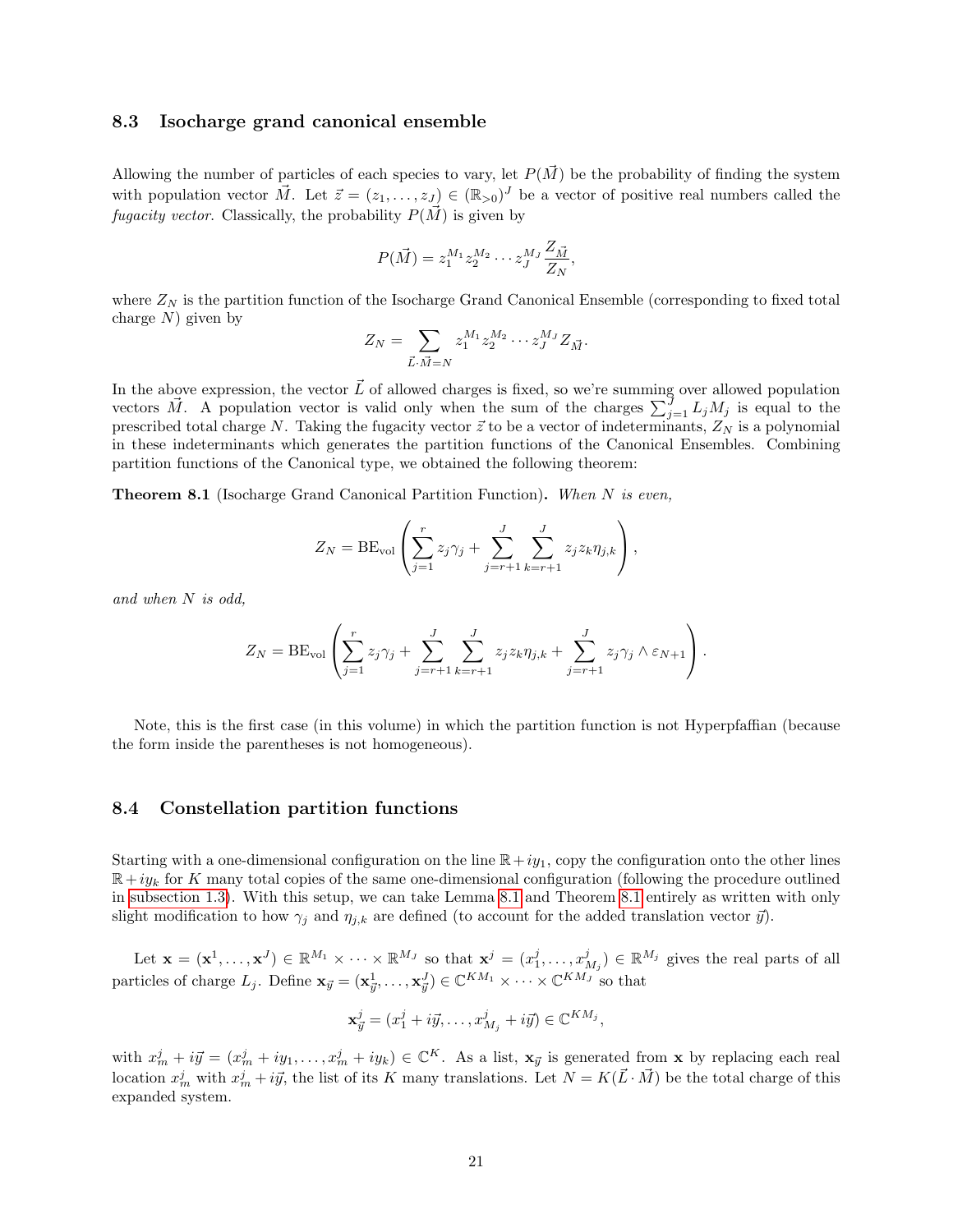### 8.3 Isocharge grand canonical ensemble

Allowing the number of particles of each species to vary, let $P(\vec{M})$ be the probability of finding the system with population vector $\vec{M}$. Let $\vec{z} = (z_1, \ldots, z_J) \in (\mathbb{R}_{>0})^J$ be a vector of positive real numbers called the *fugacity vector*. Classically, the probability $P(\vec{M})$ is given by

$$P(\vec{M}) = z_1^{M_1} z_2^{M_2} \cdots z_J^{M_J} \frac{Z_{\vec{M}}}{Z_N},$$

where $Z_N$ is the partition function of the Isocharge Grand Canonical Ensemble (corresponding to fixed total charge $N$) given by

$$Z_N = \sum_{\vec{L}\cdot\vec{M}=N} z_1^{M_1} z_2^{M_2} \cdots z_J^{M_J} Z_{\vec{M}}.$$

In the above expression, the vector $\vec{L}$ of allowed charges is fixed, so we're summing over allowed population vectors $\vec{M}$. A population vector is valid only when the sum of the charges $\sum_{j=1}^{J} L_j M_j$ is equal to the prescribed total charge $N$. Taking the fugacity vector $\vec{z}$ to be a vector of indeterminants, $Z_N$ is a polynomial in these indeterminants which generates the partition functions of the Canonical Ensembles. Combining partition functions of the Canonical type, we obtained the following theorem:

**Theorem 8.1** (Isocharge Grand Canonical Partition Function)**.** *When $N$ is even,*

$$Z_N = \mathrm{BE}_{\mathrm{vol}}\left(\sum_{j=1}^{r} z_j\gamma_j + \sum_{j=r+1}^{J}\sum_{k=r+1}^{J} z_j z_k \eta_{j,k}\right),$$

*and when $N$ is odd,*

$$Z_N = \mathrm{BE}_{\mathrm{vol}}\left(\sum_{j=1}^{r} z_j\gamma_j + \sum_{j=r+1}^{J}\sum_{k=r+1}^{J} z_j z_k \eta_{j,k} + \sum_{j=r+1}^{J} z_j\gamma_j \wedge \varepsilon_{N+1}\right).$$

Note, this is the first case (in this volume) in which the partition function is not Hyperpfaffian (because the form inside the parentheses is not homogeneous).

### 8.4 Constellation partition functions

Starting with a one-dimensional configuration on the line $\mathbb{R} + iy_1$, copy the configuration onto the other lines $\mathbb{R} + iy_k$ for $K$ many total copies of the same one-dimensional configuration (following the procedure outlined in subsection 1.3). With this setup, we can take Lemma 8.1 and Theorem 8.1 entirely as written with only slight modification to how $\gamma_j$ and $\eta_{j,k}$ are defined (to account for the added translation vector $\vec{y}$).

Let $\mathbf{x} = (\mathbf{x}^1, \ldots, \mathbf{x}^J) \in \mathbb{R}^{M_1} \times \cdots \times \mathbb{R}^{M_J}$ so that $\mathbf{x}^j = (x_1^j, \ldots, x_{M_j}^j) \in \mathbb{R}^{M_j}$ gives the real parts of all particles of charge $L_j$. Define $\mathbf{x}_{\vec{y}} = (\mathbf{x}_{\vec{y}}^1, \ldots, \mathbf{x}_{\vec{y}}^J) \in \mathbb{C}^{KM_1} \times \cdots \times \mathbb{C}^{KM_J}$ so that

$$\mathbf{x}_{\vec{y}}^j = (x_1^j + i\vec{y}, \ldots, x_{M_j}^j + i\vec{y}) \in \mathbb{C}^{KM_j},$$

with $x_m^j + i\vec{y} = (x_m^j + iy_1, \ldots, x_m^j + iy_k) \in \mathbb{C}^K$. As a list, $\mathbf{x}_{\vec{y}}$ is generated from $\mathbf{x}$ by replacing each real location $x_m^j$ with $x_m^j + i\vec{y}$, the list of its $K$ many translations. Let $N = K(\vec{L}\cdot\vec{M})$ be the total charge of this expanded system.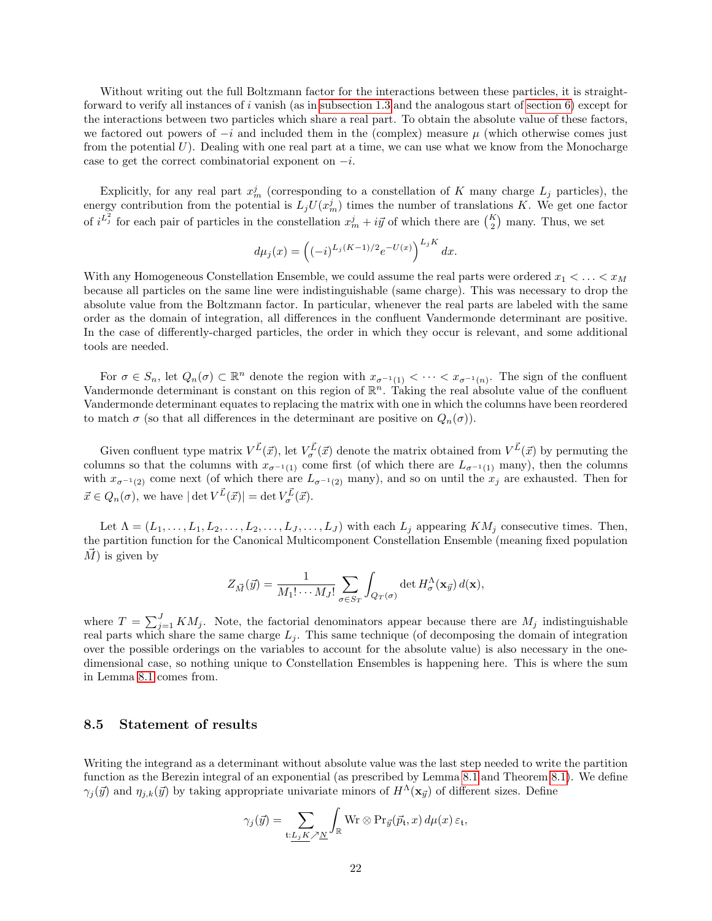Without writing out the full Boltzmann factor for the interactions between these particles, it is straightforward to verify all instances of $i$ vanish (as in subsection 1.3 and the analogous start of section 6) except for the interactions between two particles which share a real part. To obtain the absolute value of these factors, we factored out powers of $-i$ and included them in the (complex) measure $\mu$ (which otherwise comes just from the potential $U$). Dealing with one real part at a time, we can use what we know from the Monocharge case to get the correct combinatorial exponent on $-i$.

Explicitly, for any real part $x_m^j$ (corresponding to a constellation of $K$ many charge $L_j$ particles), the energy contribution from the potential is $L_j U(x_m^j)$ times the number of translations $K$. We get one factor of $i^{L_j^2}$ for each pair of particles in the constellation $x_m^j + i\vec{y}$ of which there are $\binom{K}{2}$ many. Thus, we set

$$d\mu_j(x) = \left((-i)^{L_j(K-1)/2} e^{-U(x)}\right)^{L_j K} dx.$$

With any Homogeneous Constellation Ensemble, we could assume the real parts were ordered $x_1 < \ldots < x_M$ because all particles on the same line were indistinguishable (same charge). This was necessary to drop the absolute value from the Boltzmann factor. In particular, whenever the real parts are labeled with the same order as the domain of integration, all differences in the confluent Vandermonde determinant are positive. In the case of differently-charged particles, the order in which they occur is relevant, and some additional tools are needed.

For $\sigma \in S_n$, let $Q_n(\sigma) \subset \mathbb{R}^n$ denote the region with $x_{\sigma^{-1}(1)} < \cdots < x_{\sigma^{-1}(n)}$. The sign of the confluent Vandermonde determinant is constant on this region of $\mathbb{R}^n$. Taking the real absolute value of the confluent Vandermonde determinant equates to replacing the matrix with one in which the columns have been reordered to match $\sigma$ (so that all differences in the determinant are positive on $Q_n(\sigma)$).

Given confluent type matrix $V^{\vec{L}}(\vec{x})$, let $V^{\vec{L}}_\sigma(\vec{x})$ denote the matrix obtained from $V^{\vec{L}}(\vec{x})$ by permuting the columns so that the columns with $x_{\sigma^{-1}(1)}$ come first (of which there are $L_{\sigma^{-1}(1)}$ many), then the columns with $x_{\sigma^{-1}(2)}$ come next (of which there are $L_{\sigma^{-1}(2)}$ many), and so on until the $x_j$ are exhausted. Then for $\vec{x} \in Q_n(\sigma)$, we have $|\det V^{\vec{L}}(\vec{x})| = \det V^{\vec{L}}_\sigma(\vec{x})$.

Let $\Lambda = (L_1, \ldots, L_1, L_2, \ldots, L_2, \ldots, L_J, \ldots, L_J)$ with each $L_j$ appearing $KM_j$ consecutive times. Then, the partition function for the Canonical Multicomponent Constellation Ensemble (meaning fixed population $\vec{M}$) is given by

$$Z_{\vec{M}}(\vec{y}) = \frac{1}{M_1! \cdots M_J!} \sum_{\sigma \in S_T} \int_{Q_T(\sigma)} \det H^\Lambda_\sigma(\mathbf{x}_{\vec{y}})\, d(\mathbf{x}),$$

where $T = \sum_{j=1}^J KM_j$. Note, the factorial denominators appear because there are $M_j$ indistinguishable real parts which share the same charge $L_j$. This same technique (of decomposing the domain of integration over the possible orderings on the variables to account for the absolute value) is also necessary in the one-dimensional case, so nothing unique to Constellation Ensembles is happening here. This is where the sum in Lemma 8.1 comes from.

### 8.5 Statement of results

Writing the integrand as a determinant without absolute value was the last step needed to write the partition function as the Berezin integral of an exponential (as prescribed by Lemma 8.1 and Theorem 8.1). We define $\gamma_j(\vec{y})$ and $\eta_{j,k}(\vec{y})$ by taking appropriate univariate minors of $H^\Lambda(\mathbf{x}_{\vec{y}})$ of different sizes. Define

$$\gamma_j(\vec{y}) = \sum_{\mathfrak{t}:\underline{L_j K} \nearrow \underline{N}} \int_{\mathbb{R}} \mathrm{Wr} \otimes \mathrm{Pr}_{\vec{y}}(\vec{p}_{\mathfrak{t}}, x)\, d\mu(x)\, \varepsilon_{\mathfrak{t}},$$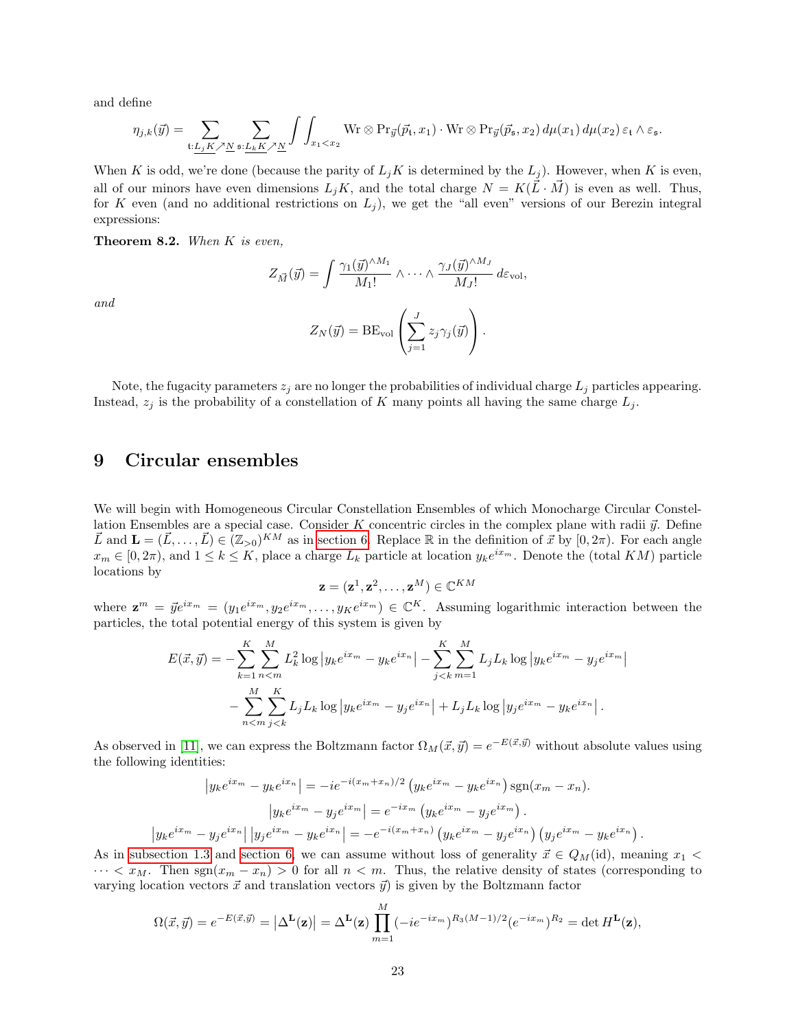and define

$$\eta_{j,k}(\vec{y}) = \sum_{\mathfrak{t}:\underline{L_j K}\nearrow\underline{N}} \sum_{\mathfrak{s}:\underline{L_k K}\nearrow\underline{N}} \int\int_{x_1<x_2} \mathrm{Wr}\otimes\mathrm{Pr}_{\vec{y}}(\vec{p}_{\mathfrak{t}}, x_1)\cdot \mathrm{Wr}\otimes\mathrm{Pr}_{\vec{y}}(\vec{p}_{\mathfrak{s}}, x_2)\, d\mu(x_1)\, d\mu(x_2)\, \varepsilon_{\mathfrak{t}}\wedge\varepsilon_{\mathfrak{s}}.$$

When $K$ is odd, we're done (because the parity of $L_jK$ is determined by the $L_j$). However, when $K$ is even, all of our minors have even dimensions $L_jK$, and the total charge $N = K(\vec{L}\cdot\vec{M})$ is even as well. Thus, for $K$ even (and no additional restrictions on $L_j$), we get the "all even" versions of our Berezin integral expressions:

**Theorem 8.2.** *When $K$ is even,*

$$Z_{\vec{M}}(\vec{y}) = \int \frac{\gamma_1(\vec{y})^{\wedge M_1}}{M_1!}\wedge\cdots\wedge\frac{\gamma_J(\vec{y})^{\wedge M_J}}{M_J!}\, d\varepsilon_{\mathrm{vol}},$$

*and*

$$Z_N(\vec{y}) = \mathrm{BE}_{\mathrm{vol}}\left(\sum_{j=1}^{J} z_j\gamma_j(\vec{y})\right).$$

Note, the fugacity parameters $z_j$ are no longer the probabilities of individual charge $L_j$ particles appearing. Instead, $z_j$ is the probability of a constellation of $K$ many points all having the same charge $L_j$.

# 9 Circular ensembles

We will begin with Homogeneous Circular Constellation Ensembles of which Monocharge Circular Constellation Ensembles are a special case. Consider $K$ concentric circles in the complex plane with radii $\vec{y}$. Define $\vec{L}$ and $\mathbf{L} = (\vec{L},\ldots,\vec{L}) \in (\mathbb{Z}_{>0})^{KM}$ as in section 6. Replace $\mathbb{R}$ in the definition of $\vec{x}$ by $[0, 2\pi)$. For each angle $x_m \in [0,2\pi)$, and $1\le k\le K$, place a charge $L_k$ particle at location $y_k e^{ix_m}$. Denote the (total $KM$) particle locations by

$$\mathbf{z} = (\mathbf{z}^1, \mathbf{z}^2, \ldots, \mathbf{z}^M) \in \mathbb{C}^{KM}$$

where $\mathbf{z}^m = \vec{y}e^{ix_m} = (y_1e^{ix_m}, y_2e^{ix_m},\ldots,y_Ke^{ix_m}) \in \mathbb{C}^K$. Assuming logarithmic interaction between the particles, the total potential energy of this system is given by

$$\begin{aligned}E(\vec{x},\vec{y}) = &-\sum_{k=1}^{K}\sum_{n<m}^{M} L_k^2 \log\left|y_ke^{ix_m} - y_ke^{ix_n}\right| - \sum_{j<k}^{K}\sum_{m=1}^{M} L_jL_k\log\left|y_ke^{ix_m} - y_je^{ix_m}\right| \\ &- \sum_{n<m}^{M}\sum_{j<k}^{K} L_jL_k\log\left|y_ke^{ix_m} - y_je^{ix_n}\right| + L_jL_k\log\left|y_je^{ix_m} - y_ke^{ix_n}\right|.\end{aligned}$$

As observed in [11], we can express the Boltzmann factor $\Omega_M(\vec{x},\vec{y}) = e^{-E(\vec{x},\vec{y})}$ without absolute values using the following identities:

$$\left|y_ke^{ix_m} - y_ke^{ix_n}\right| = -ie^{-i(x_m+x_n)/2}\left(y_ke^{ix_m} - y_ke^{ix_n}\right)\mathrm{sgn}(x_m - x_n).$$

$$\left|y_ke^{ix_m} - y_je^{ix_m}\right| = e^{-ix_m}\left(y_ke^{ix_m} - y_je^{ix_m}\right).$$

$$\left|y_ke^{ix_m} - y_je^{ix_n}\right|\left|y_je^{ix_m} - y_ke^{ix_n}\right| = -e^{-i(x_m+x_n)}\left(y_ke^{ix_m} - y_je^{ix_n}\right)\left(y_je^{ix_m} - y_ke^{ix_n}\right).$$

As in subsection 1.3 and section 6, we can assume without loss of generality $\vec{x}\in Q_M(\mathrm{id})$, meaning $x_1 < \cdots < x_M$. Then $\mathrm{sgn}(x_m - x_n) > 0$ for all $n < m$. Thus, the relative density of states (corresponding to varying location vectors $\vec{x}$ and translation vectors $\vec{y}$) is given by the Boltzmann factor

$$\Omega(\vec{x},\vec{y}) = e^{-E(\vec{x},\vec{y})} = \left|\Delta^{\mathbf{L}}(\mathbf{z})\right| = \Delta^{\mathbf{L}}(\mathbf{z})\prod_{m=1}^{M}(-ie^{-ix_m})^{R_3(M-1)/2}(e^{-ix_m})^{R_2} = \det H^{\mathbf{L}}(\mathbf{z}),$$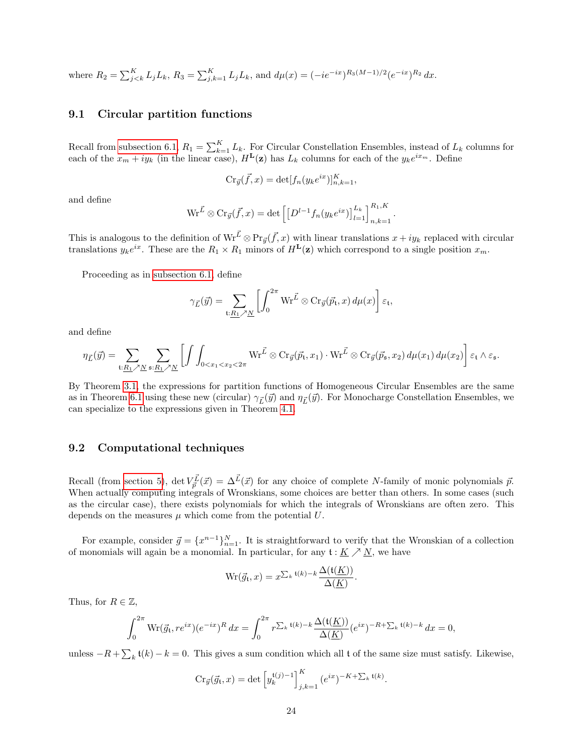where $R_2 = \sum_{j<k}^{K} L_j L_k$, $R_3 = \sum_{j,k=1}^{K} L_j L_k$, and $d\mu(x) = (-ie^{-ix})^{R_3(M-1)/2}(e^{-ix})^{R_2}\,dx$.

## 9.1 Circular partition functions

Recall from subsection 6.1, $R_1 = \sum_{k=1}^{K} L_k$. For Circular Constellation Ensembles, instead of $L_k$ columns for each of the $x_m + iy_k$ (in the linear case), $H^{\mathbf{L}}(\mathbf{z})$ has $L_k$ columns for each of the $y_k e^{ix_m}$. Define

$$\mathrm{Cr}_{\vec{y}}(\vec{f}, x) = \det[f_n(y_k e^{ix})]_{n,k=1}^{K},$$

and define

$$\mathrm{Wr}^{\vec{L}} \otimes \mathrm{Cr}_{\vec{y}}(\vec{f}, x) = \det\left[\left[D^{l-1} f_n(y_k e^{ix})\right]_{l=1}^{L_k}\right]_{n,k=1}^{R_1,K}.$$

This is analogous to the definition of $\mathrm{Wr}^{\vec{L}} \otimes \mathrm{Pr}_{\vec{y}}(\vec{f}, x)$ with linear translations $x + iy_k$ replaced with circular translations $y_k e^{ix}$. These are the $R_1 \times R_1$ minors of $H^{\mathbf{L}}(\mathbf{z})$ which correspond to a single position $x_m$.

Proceeding as in subsection 6.1, define

$$\gamma_{\vec{L}}(\vec{y}) = \sum_{\mathfrak{t}:\underline{R_1}\nearrow\underline{N}} \left[\int_0^{2\pi} \mathrm{Wr}^{\vec{L}} \otimes \mathrm{Cr}_{\vec{y}}(\vec{p}_{\mathfrak{t}}, x)\,d\mu(x)\right]\varepsilon_{\mathfrak{t}},$$

and define

$$\eta_{\vec{L}}(\vec{y}) = \sum_{\mathfrak{t}:\underline{R_1}\nearrow\underline{N}}\ \sum_{\mathfrak{s}:\underline{R_1}\nearrow\underline{N}} \left[\int\int_{0<x_1<x_2<2\pi} \mathrm{Wr}^{\vec{L}} \otimes \mathrm{Cr}_{\vec{y}}(\vec{p}_{\mathfrak{t}}, x_1) \cdot \mathrm{Wr}^{\vec{L}} \otimes \mathrm{Cr}_{\vec{y}}(\vec{p}_{\mathfrak{s}}, x_2)\,d\mu(x_1)\,d\mu(x_2)\right]\varepsilon_{\mathfrak{t}} \wedge \varepsilon_{\mathfrak{s}}.$$

By Theorem 3.1, the expressions for partition functions of Homogeneous Circular Ensembles are the same as in Theorem 6.1 using these new (circular) $\gamma_{\vec{L}}(\vec{y})$ and $\eta_{\vec{L}}(\vec{y})$. For Monocharge Constellation Ensembles, we can specialize to the expressions given in Theorem 4.1.

## 9.2 Computational techniques

Recall (from section 5), $\det V_{\vec{p}}^{\vec{L}}(\vec{x}) = \Delta^{\vec{L}}(\vec{x})$ for any choice of complete $N$-family of monic polynomials $\vec{p}$. When actually computing integrals of Wronskians, some choices are better than others. In some cases (such as the circular case), there exists polynomials for which the integrals of Wronskians are often zero. This depends on the measures $\mu$ which come from the potential $U$.

For example, consider $\vec{g} = \{x^{n-1}\}_{n=1}^{N}$. It is straightforward to verify that the Wronskian of a collection of monomials will again be a monomial. In particular, for any $\mathfrak{t} : \underline{K} \nearrow \underline{N}$, we have

$$\mathrm{Wr}(\vec{g}_{\mathfrak{t}}, x) = x^{\sum_k \mathfrak{t}(k) - k}\frac{\Delta(\mathfrak{t}(\underline{K}))}{\Delta(\underline{K})}.$$

Thus, for $R \in \mathbb{Z}$,

$$\int_0^{2\pi} \mathrm{Wr}(\vec{g}_{\mathfrak{t}}, re^{ix})(e^{-ix})^R\,dx = \int_0^{2\pi} r^{\sum_k \mathfrak{t}(k)-k}\frac{\Delta(\mathfrak{t}(\underline{K}))}{\Delta(\underline{K})}(e^{ix})^{-R+\sum_k \mathfrak{t}(k)-k}\,dx = 0,$$

unless $-R + \sum_k \mathfrak{t}(k) - k = 0$. This gives a sum condition which all $\mathfrak{t}$ of the same size must satisfy. Likewise,

$$\mathrm{Cr}_{\vec{y}}(\vec{g}_{\mathfrak{t}}, x) = \det\left[y_k^{\mathfrak{t}(j)-1}\right]_{j,k=1}^{K}(e^{ix})^{-K+\sum_k \mathfrak{t}(k)}.$$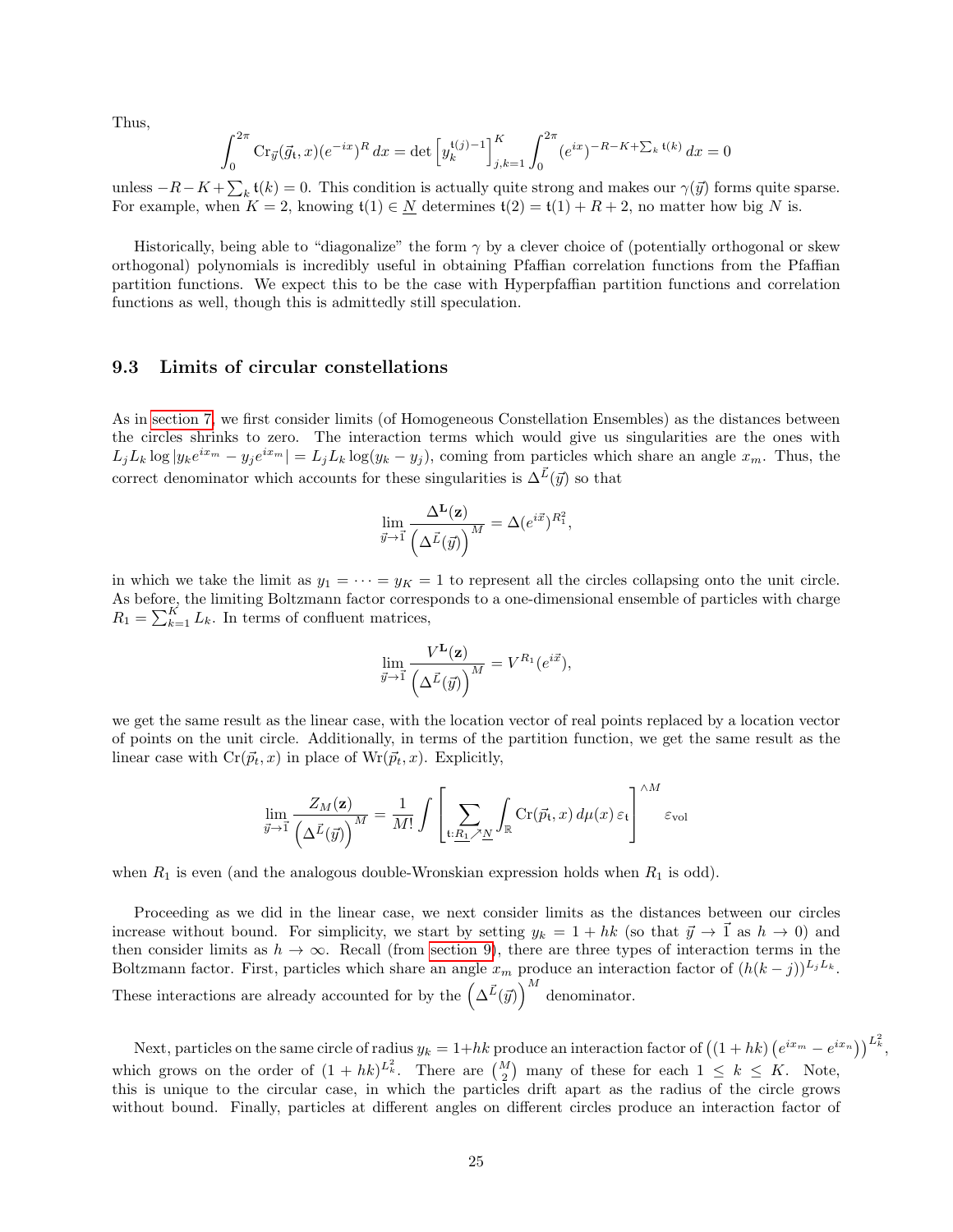Thus,

$$\int_0^{2\pi} \mathrm{Cr}_{\vec{y}}(\vec{g}_{\mathfrak{t}}, x)(e^{-ix})^R \, dx = \det \left[ y_k^{\mathfrak{t}(j)-1} \right]_{j,k=1}^K \int_0^{2\pi} (e^{ix})^{-R-K+\sum_k \mathfrak{t}(k)} \, dx = 0$$

unless $-R-K+\sum_k \mathfrak{t}(k) = 0$. This condition is actually quite strong and makes our $\gamma(\vec{y})$ forms quite sparse. For example, when $K = 2$, knowing $\mathfrak{t}(1) \in \underline{N}$ determines $\mathfrak{t}(2) = \mathfrak{t}(1) + R + 2$, no matter how big $N$ is.

Historically, being able to "diagonalize" the form $\gamma$ by a clever choice of (potentially orthogonal or skew orthogonal) polynomials is incredibly useful in obtaining Pfaffian correlation functions from the Pfaffian partition functions. We expect this to be the case with Hyperpfaffian partition functions and correlation functions as well, though this is admittedly still speculation.

### 9.3 Limits of circular constellations

As in section 7, we first consider limits (of Homogeneous Constellation Ensembles) as the distances between the circles shrinks to zero. The interaction terms which would give us singularities are the ones with $L_j L_k \log |y_k e^{ix_m} - y_j e^{ix_m}| = L_j L_k \log(y_k - y_j)$, coming from particles which share an angle $x_m$. Thus, the correct denominator which accounts for these singularities is $\Delta^{\vec{L}}(\vec{y})$ so that

$$\lim_{\vec{y} \to \vec{1}} \frac{\Delta^{\mathbf{L}}(\mathbf{z})}{\left(\Delta^{\vec{L}}(\vec{y})\right)^M} = \Delta(e^{i\vec{x}})^{R_1^2},$$

in which we take the limit as $y_1 = \cdots = y_K = 1$ to represent all the circles collapsing onto the unit circle. As before, the limiting Boltzmann factor corresponds to a one-dimensional ensemble of particles with charge $R_1 = \sum_{k=1}^K L_k$. In terms of confluent matrices,

$$\lim_{\vec{y} \to \vec{1}} \frac{V^{\mathbf{L}}(\mathbf{z})}{\left(\Delta^{\vec{L}}(\vec{y})\right)^M} = V^{R_1}(e^{i\vec{x}}),$$

we get the same result as the linear case, with the location vector of real points replaced by a location vector of points on the unit circle. Additionally, in terms of the partition function, we get the same result as the linear case with $\mathrm{Cr}(\vec{p}_t, x)$ in place of $\mathrm{Wr}(\vec{p}_t, x)$. Explicitly,

$$\lim_{\vec{y} \to \vec{1}} \frac{Z_M(\mathbf{z})}{\left(\Delta^{\vec{L}}(\vec{y})\right)^M} = \frac{1}{M!} \int \left[ \sum_{\mathfrak{t}: \underline{R_1} \nearrow \underline{N}} \int_{\mathbb{R}} \mathrm{Cr}(\vec{p}_{\mathfrak{t}}, x) \, d\mu(x) \, \varepsilon_{\mathfrak{t}} \right]^{\wedge M} \varepsilon_{\mathrm{vol}}$$

when $R_1$ is even (and the analogous double-Wronskian expression holds when $R_1$ is odd).

Proceeding as we did in the linear case, we next consider limits as the distances between our circles increase without bound. For simplicity, we start by setting $y_k = 1 + hk$ (so that $\vec{y} \to \vec{1}$ as $h \to 0$) and then consider limits as $h \to \infty$. Recall (from section 9), there are three types of interaction terms in the Boltzmann factor. First, particles which share an angle $x_m$ produce an interaction factor of $(h(k-j))^{L_j L_k}$. These interactions are already accounted for by the $\left(\Delta^{\vec{L}}(\vec{y})\right)^M$ denominator.

Next, particles on the same circle of radius $y_k = 1+hk$ produce an interaction factor of $\left((1+hk)\left(e^{ix_m} - e^{ix_n}\right)\right)^{L_k^2}$, which grows on the order of $(1+hk)^{L_k^2}$. There are $\binom{M}{2}$ many of these for each $1 \leq k \leq K$. Note, this is unique to the circular case, in which the particles drift apart as the radius of the circle grows without bound. Finally, particles at different angles on different circles produce an interaction factor of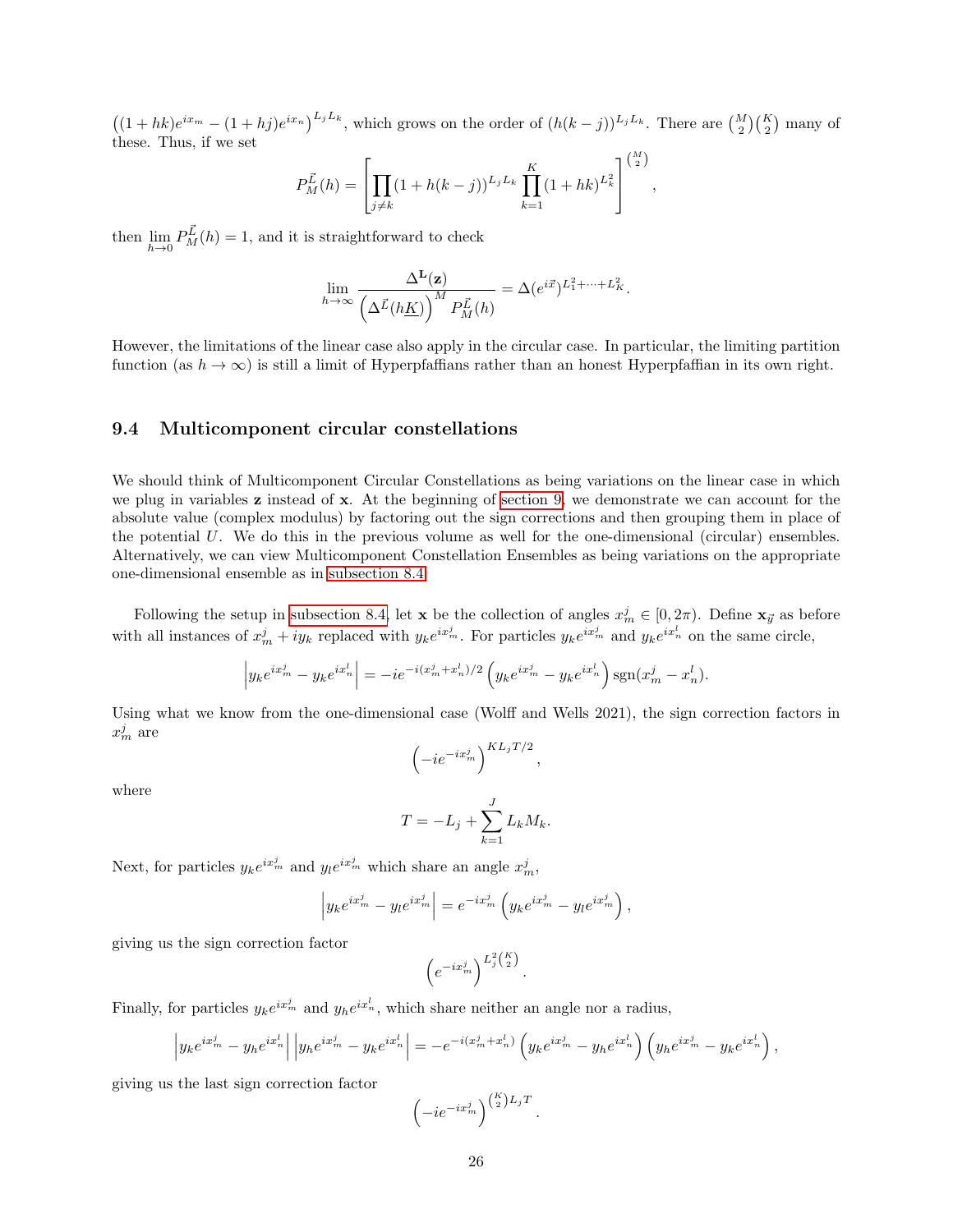$\left((1+hk)e^{ix_m}-(1+hj)e^{ix_n}\right)^{L_jL_k}$, which grows on the order of $(h(k-j))^{L_jL_k}$. There are $\binom{M}{2}\binom{K}{2}$ many of these. Thus, if we set

$$P_M^{\vec{L}}(h) = \left[\prod_{j\neq k}(1+h(k-j))^{L_jL_k}\prod_{k=1}^{K}(1+hk)^{L_k^2}\right]^{\binom{M}{2}},$$

then $\lim_{h\to 0} P_M^{\vec{L}}(h) = 1$, and it is straightforward to check

$$\lim_{h\to\infty}\frac{\Delta^{\mathbf{L}}(\mathbf{z})}{\left(\Delta^{\vec{L}}(h\underline{K})\right)^M P_M^{\vec{L}}(h)} = \Delta(e^{i\vec{x}})^{L_1^2+\cdots+L_K^2}.$$

However, the limitations of the linear case also apply in the circular case. In particular, the limiting partition function (as $h\to\infty$) is still a limit of Hyperpfaffians rather than an honest Hyperpfaffian in its own right.

### 9.4 Multicomponent circular constellations

We should think of Multicomponent Circular Constellations as being variations on the linear case in which we plug in variables $\mathbf{z}$ instead of $\mathbf{x}$. At the beginning of section 9, we demonstrate we can account for the absolute value (complex modulus) by factoring out the sign corrections and then grouping them in place of the potential $U$. We do this in the previous volume as well for the one-dimensional (circular) ensembles. Alternatively, we can view Multicomponent Constellation Ensembles as being variations on the appropriate one-dimensional ensemble as in subsection 8.4.

Following the setup in subsection 8.4, let $\mathbf{x}$ be the collection of angles $x_m^j\in[0,2\pi)$. Define $\mathbf{x}_{\vec{y}}$ as before with all instances of $x_m^j+iy_k$ replaced with $y_ke^{ix_m^j}$. For particles $y_ke^{ix_m^j}$ and $y_ke^{ix_n^l}$ on the same circle,

$$\left|y_ke^{ix_m^j}-y_ke^{ix_n^l}\right| = -ie^{-i(x_m^j+x_n^l)/2}\left(y_ke^{ix_m^j}-y_ke^{ix_n^l}\right)\operatorname{sgn}(x_m^j-x_n^l).$$

Using what we know from the one-dimensional case (Wolff and Wells 2021), the sign correction factors in $x_m^j$ are

$$\left(-ie^{-ix_m^j}\right)^{KL_jT/2},$$

where

$$T = -L_j+\sum_{k=1}^{J}L_kM_k.$$

Next, for particles $y_ke^{ix_m^j}$ and $y_le^{ix_m^j}$ which share an angle $x_m^j$,

$$\left|y_ke^{ix_m^j}-y_le^{ix_m^j}\right| = e^{-ix_m^j}\left(y_ke^{ix_m^j}-y_le^{ix_m^j}\right),$$

giving us the sign correction factor

$$\left(e^{-ix_m^j}\right)^{L_j^2\binom{K}{2}}.$$

Finally, for particles $y_ke^{ix_m^j}$ and $y_he^{ix_n^l}$, which share neither an angle nor a radius,

$$\left|y_ke^{ix_m^j}-y_he^{ix_n^l}\right|\left|y_he^{ix_m^j}-y_ke^{ix_n^l}\right| = -e^{-i(x_m^j+x_n^l)}\left(y_ke^{ix_m^j}-y_he^{ix_n^l}\right)\left(y_he^{ix_m^j}-y_ke^{ix_n^l}\right),$$

giving us the last sign correction factor

$$\left(-ie^{-ix_m^j}\right)^{\binom{K}{2}L_jT}.$$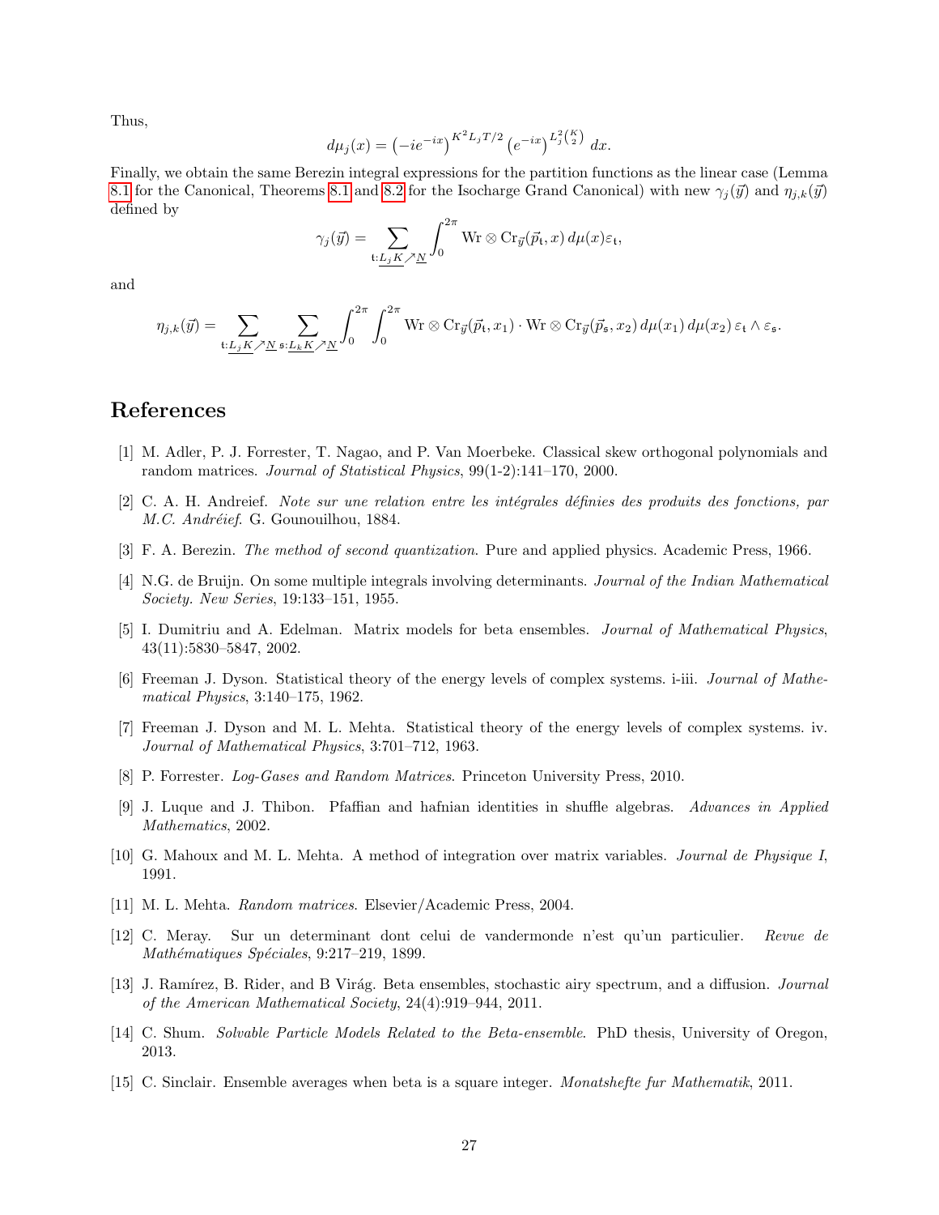Thus,

$$d\mu_j(x) = \left(-ie^{-ix}\right)^{K^2 L_j T/2} \left(e^{-ix}\right)^{L_j^2 \binom{K}{2}} \, dx.$$

Finally, we obtain the same Berezin integral expressions for the partition functions as the linear case (Lemma 8.1 for the Canonical, Theorems 8.1 and 8.2 for the Isocharge Grand Canonical) with new $\gamma_j(\vec{y})$ and $\eta_{j,k}(\vec{y})$ defined by

$$\gamma_j(\vec{y}) = \sum_{\mathfrak{t}:\underline{L_j K}\nearrow\underline{N}} \int_0^{2\pi} \mathrm{Wr} \otimes \mathrm{Cr}_{\vec{y}}(\vec{p}_{\mathfrak{t}}, x) \, d\mu(x) \varepsilon_{\mathfrak{t}},$$

and

$$\eta_{j,k}(\vec{y}) = \sum_{\mathfrak{t}:\underline{L_j K}\nearrow\underline{N}} \sum_{\mathfrak{s}:\underline{L_k K}\nearrow\underline{N}} \int_0^{2\pi} \int_0^{2\pi} \mathrm{Wr} \otimes \mathrm{Cr}_{\vec{y}}(\vec{p}_{\mathfrak{t}}, x_1) \cdot \mathrm{Wr} \otimes \mathrm{Cr}_{\vec{y}}(\vec{p}_{\mathfrak{s}}, x_2) \, d\mu(x_1) \, d\mu(x_2) \, \varepsilon_{\mathfrak{t}} \wedge \varepsilon_{\mathfrak{s}}.$$

# References

[1] M. Adler, P. J. Forrester, T. Nagao, and P. Van Moerbeke. Classical skew orthogonal polynomials and random matrices. *Journal of Statistical Physics*, 99(1-2):141–170, 2000.

[2] C. A. H. Andreief. *Note sur une relation entre les intégrales définies des produits des fonctions, par M.C. Andréief.* G. Gounouilhou, 1884.

[3] F. A. Berezin. *The method of second quantization*. Pure and applied physics. Academic Press, 1966.

[4] N.G. de Bruijn. On some multiple integrals involving determinants. *Journal of the Indian Mathematical Society. New Series*, 19:133–151, 1955.

[5] I. Dumitriu and A. Edelman. Matrix models for beta ensembles. *Journal of Mathematical Physics*, 43(11):5830–5847, 2002.

[6] Freeman J. Dyson. Statistical theory of the energy levels of complex systems. i-iii. *Journal of Mathematical Physics*, 3:140–175, 1962.

[7] Freeman J. Dyson and M. L. Mehta. Statistical theory of the energy levels of complex systems. iv. *Journal of Mathematical Physics*, 3:701–712, 1963.

[8] P. Forrester. *Log-Gases and Random Matrices*. Princeton University Press, 2010.

[9] J. Luque and J. Thibon. Pfaffian and hafnian identities in shuffle algebras. *Advances in Applied Mathematics*, 2002.

[10] G. Mahoux and M. L. Mehta. A method of integration over matrix variables. *Journal de Physique I*, 1991.

[11] M. L. Mehta. *Random matrices*. Elsevier/Academic Press, 2004.

[12] C. Meray. Sur un determinant dont celui de vandermonde n'est qu'un particulier. *Revue de Mathématiques Spéciales*, 9:217–219, 1899.

[13] J. Ramírez, B. Rider, and B Virág. Beta ensembles, stochastic airy spectrum, and a diffusion. *Journal of the American Mathematical Society*, 24(4):919–944, 2011.

[14] C. Shum. *Solvable Particle Models Related to the Beta-ensemble*. PhD thesis, University of Oregon, 2013.

[15] C. Sinclair. Ensemble averages when beta is a square integer. *Monatshefte fur Mathematik*, 2011.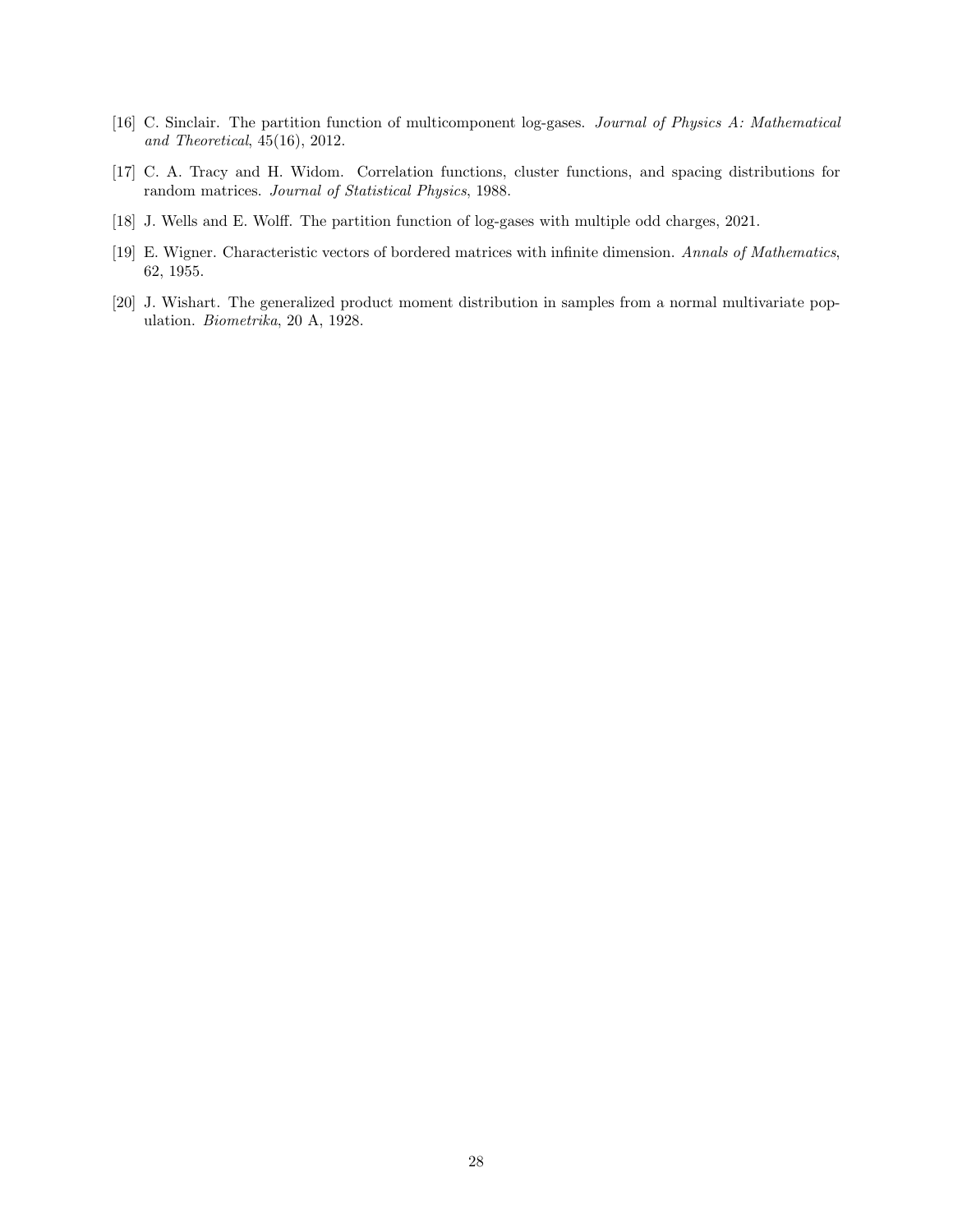[16] C. Sinclair. The partition function of multicomponent log-gases. *Journal of Physics A: Mathematical and Theoretical*, 45(16), 2012.

[17] C. A. Tracy and H. Widom. Correlation functions, cluster functions, and spacing distributions for random matrices. *Journal of Statistical Physics*, 1988.

[18] J. Wells and E. Wolff. The partition function of log-gases with multiple odd charges, 2021.

[19] E. Wigner. Characteristic vectors of bordered matrices with infinite dimension. *Annals of Mathematics*, 62, 1955.

[20] J. Wishart. The generalized product moment distribution in samples from a normal multivariate population. *Biometrika*, 20 A, 1928.